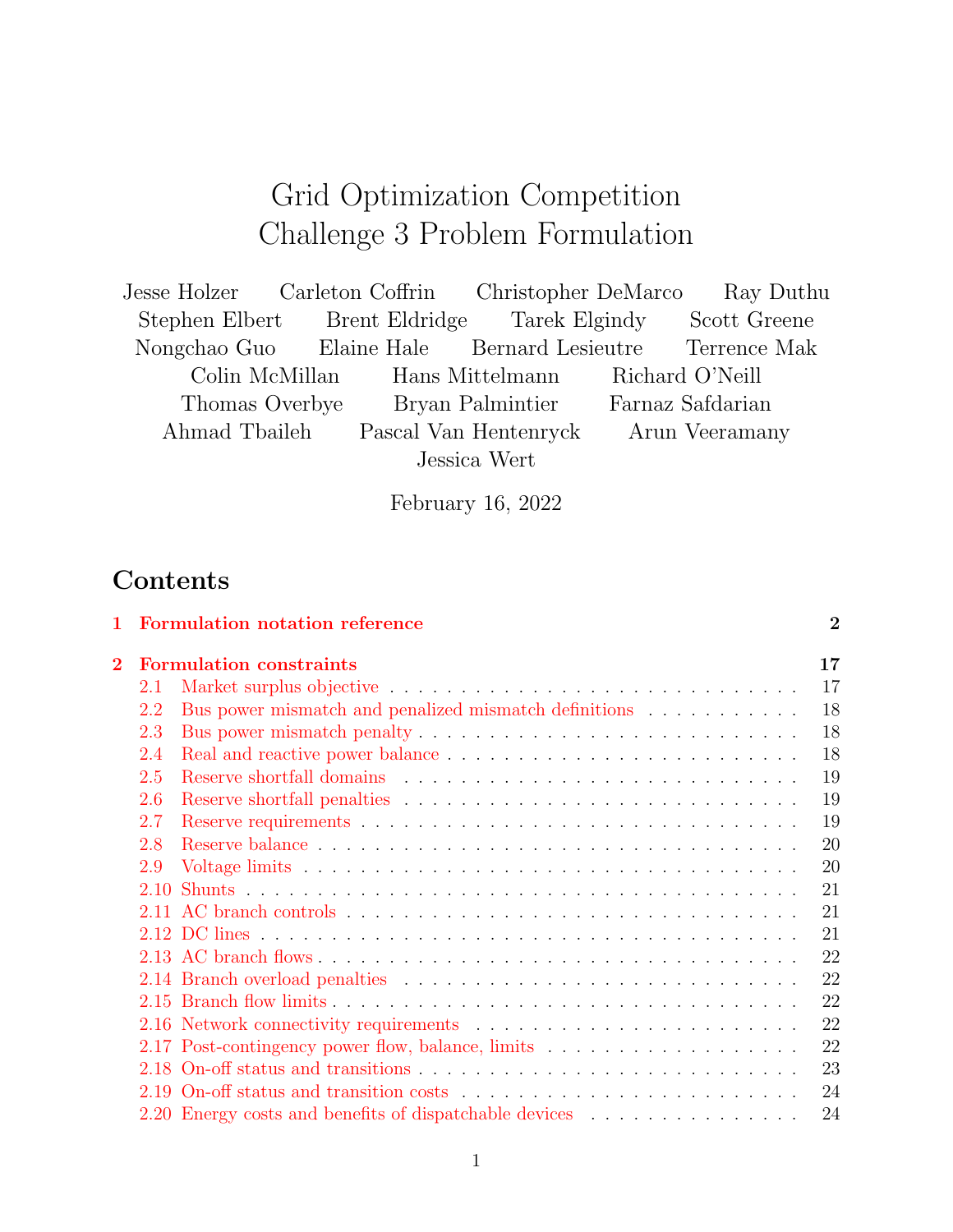# Grid Optimization Competition
# Challenge 3 Problem Formulation

Jesse Holzer    Carleton Coffrin    Christopher DeMarco    Ray Duthu
Stephen Elbert    Brent Eldridge    Tarek Elgindy    Scott Greene
Nongchao Guo    Elaine Hale    Bernard Lesieutre    Terrence Mak
Colin McMillan    Hans Mittelmann    Richard O'Neill
Thomas Overbye    Bryan Palmintier    Farnaz Safdarian
Ahmad Tbaileh    Pascal Van Hentenryck    Arun Veeramany
Jessica Wert

February 16, 2022

## Contents

**1 Formulation notation reference** . . . 2

**2 Formulation constraints** . . . 17

- 2.1 Market surplus objective . . . 17
- 2.2 Bus power mismatch and penalized mismatch definitions . . . 18
- 2.3 Bus power mismatch penalty . . . 18
- 2.4 Real and reactive power balance . . . 18
- 2.5 Reserve shortfall domains . . . 19
- 2.6 Reserve shortfall penalties . . . 19
- 2.7 Reserve requirements . . . 19
- 2.8 Reserve balance . . . 20
- 2.9 Voltage limits . . . 20
- 2.10 Shunts . . . 21
- 2.11 AC branch controls . . . 21
- 2.12 DC lines . . . 21
- 2.13 AC branch flows . . . 22
- 2.14 Branch overload penalties . . . 22
- 2.15 Branch flow limits . . . 22
- 2.16 Network connectivity requirements . . . 22
- 2.17 Post-contingency power flow, balance, limits . . . 22
- 2.18 On-off status and transitions . . . 23
- 2.19 On-off status and transition costs . . . 24
- 2.20 Energy costs and benefits of dispatchable devices . . . 24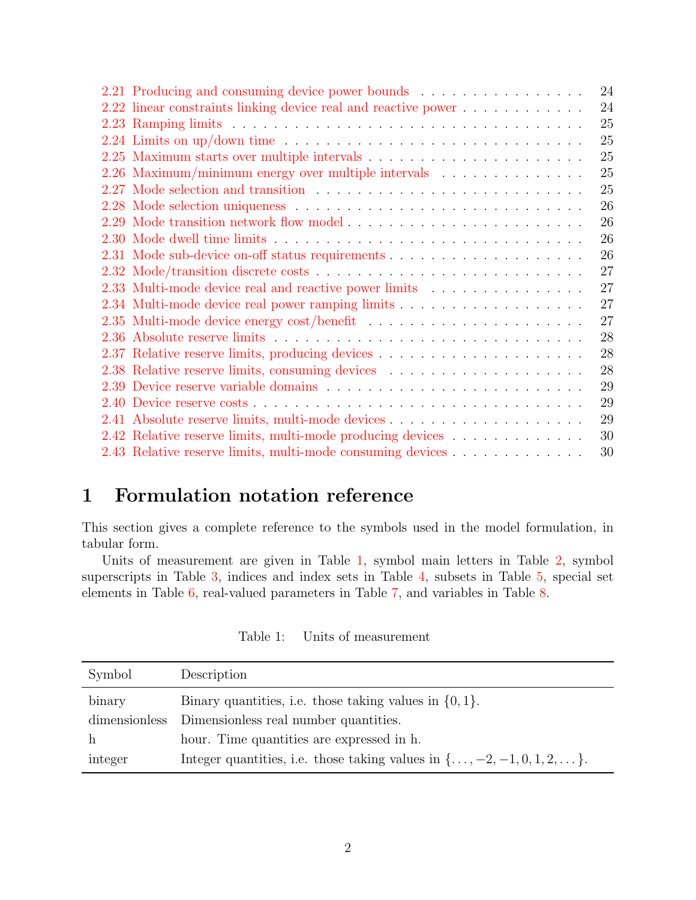2.21 Producing and consuming device power bounds . . . . . . . . . . . . . . . . . 24
2.22 linear constraints linking device real and reactive power . . . . . . . . . . . . 24
2.23 Ramping limits . . . . . . . . . . . . . . . . . . . . . . . . . . . . . . . . . 25
2.24 Limits on up/down time . . . . . . . . . . . . . . . . . . . . . . . . . . . . 25
2.25 Maximum starts over multiple intervals . . . . . . . . . . . . . . . . . . . . 25
2.26 Maximum/minimum energy over multiple intervals . . . . . . . . . . . . . . 25
2.27 Mode selection and transition . . . . . . . . . . . . . . . . . . . . . . . . . 25
2.28 Mode selection uniqueness . . . . . . . . . . . . . . . . . . . . . . . . . . . 26
2.29 Mode transition network flow model . . . . . . . . . . . . . . . . . . . . . . 26
2.30 Mode dwell time limits . . . . . . . . . . . . . . . . . . . . . . . . . . . . . 26
2.31 Mode sub-device on-off status requirements . . . . . . . . . . . . . . . . . . 26
2.32 Mode/transition discrete costs . . . . . . . . . . . . . . . . . . . . . . . . . 27
2.33 Multi-mode device real and reactive power limits . . . . . . . . . . . . . . . 27
2.34 Multi-mode device real power ramping limits . . . . . . . . . . . . . . . . . 27
2.35 Multi-mode device energy cost/benefit . . . . . . . . . . . . . . . . . . . . . 27
2.36 Absolute reserve limits . . . . . . . . . . . . . . . . . . . . . . . . . . . . . 28
2.37 Relative reserve limits, producing devices . . . . . . . . . . . . . . . . . . . 28
2.38 Relative reserve limits, consuming devices . . . . . . . . . . . . . . . . . . . 28
2.39 Device reserve variable domains . . . . . . . . . . . . . . . . . . . . . . . . 29
2.40 Device reserve costs . . . . . . . . . . . . . . . . . . . . . . . . . . . . . . . 29
2.41 Absolute reserve limits, multi-mode devices . . . . . . . . . . . . . . . . . . 29
2.42 Relative reserve limits, multi-mode producing devices . . . . . . . . . . . . . 30
2.43 Relative reserve limits, multi-mode consuming devices . . . . . . . . . . . . . 30

# 1 Formulation notation reference

This section gives a complete reference to the symbols used in the model formulation, in tabular form.

Units of measurement are given in Table 1, symbol main letters in Table 2, symbol superscripts in Table 3, indices and index sets in Table 4, subsets in Table 5, special set elements in Table 6, real-valued parameters in Table 7, and variables in Table 8.

Table 1: Units of measurement

| Symbol | Description |
|---|---|
| binary | Binary quantities, i.e. those taking values in $\{0, 1\}$. |
| dimensionless | Dimensionless real number quantities. |
| h | hour. Time quantities are expressed in h. |
| integer | Integer quantities, i.e. those taking values in $\{\dots, -2, -1, 0, 1, 2, \dots\}$. |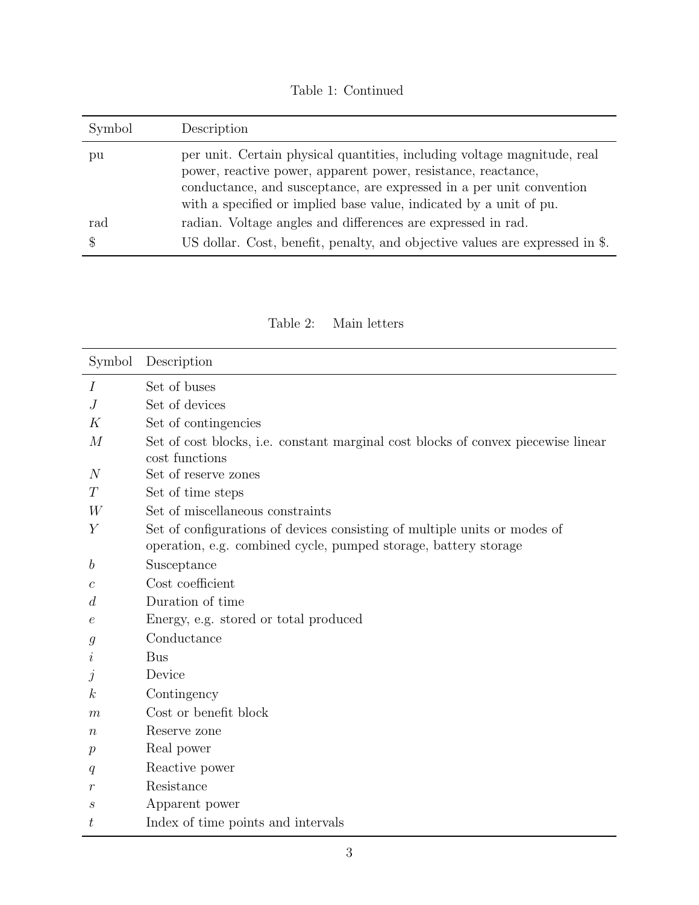Table 1: Continued

| Symbol | Description |
|---|---|
| pu | per unit. Certain physical quantities, including voltage magnitude, real power, reactive power, apparent power, resistance, reactance, conductance, and susceptance, are expressed in a per unit convention with a specified or implied base value, indicated by a unit of pu. |
| rad | radian. Voltage angles and differences are expressed in rad. |
| $ | US dollar. Cost, benefit, penalty, and objective values are expressed in $. |

Table 2: Main letters

| Symbol | Description |
|---|---|
| $I$ | Set of buses |
| $J$ | Set of devices |
| $K$ | Set of contingencies |
| $M$ | Set of cost blocks, i.e. constant marginal cost blocks of convex piecewise linear cost functions |
| $N$ | Set of reserve zones |
| $T$ | Set of time steps |
| $W$ | Set of miscellaneous constraints |
| $Y$ | Set of configurations of devices consisting of multiple units or modes of operation, e.g. combined cycle, pumped storage, battery storage |
| $b$ | Susceptance |
| $c$ | Cost coefficient |
| $d$ | Duration of time |
| $e$ | Energy, e.g. stored or total produced |
| $g$ | Conductance |
| $i$ | Bus |
| $j$ | Device |
| $k$ | Contingency |
| $m$ | Cost or benefit block |
| $n$ | Reserve zone |
| $p$ | Real power |
| $q$ | Reactive power |
| $r$ | Resistance |
| $s$ | Apparent power |
| $t$ | Index of time points and intervals |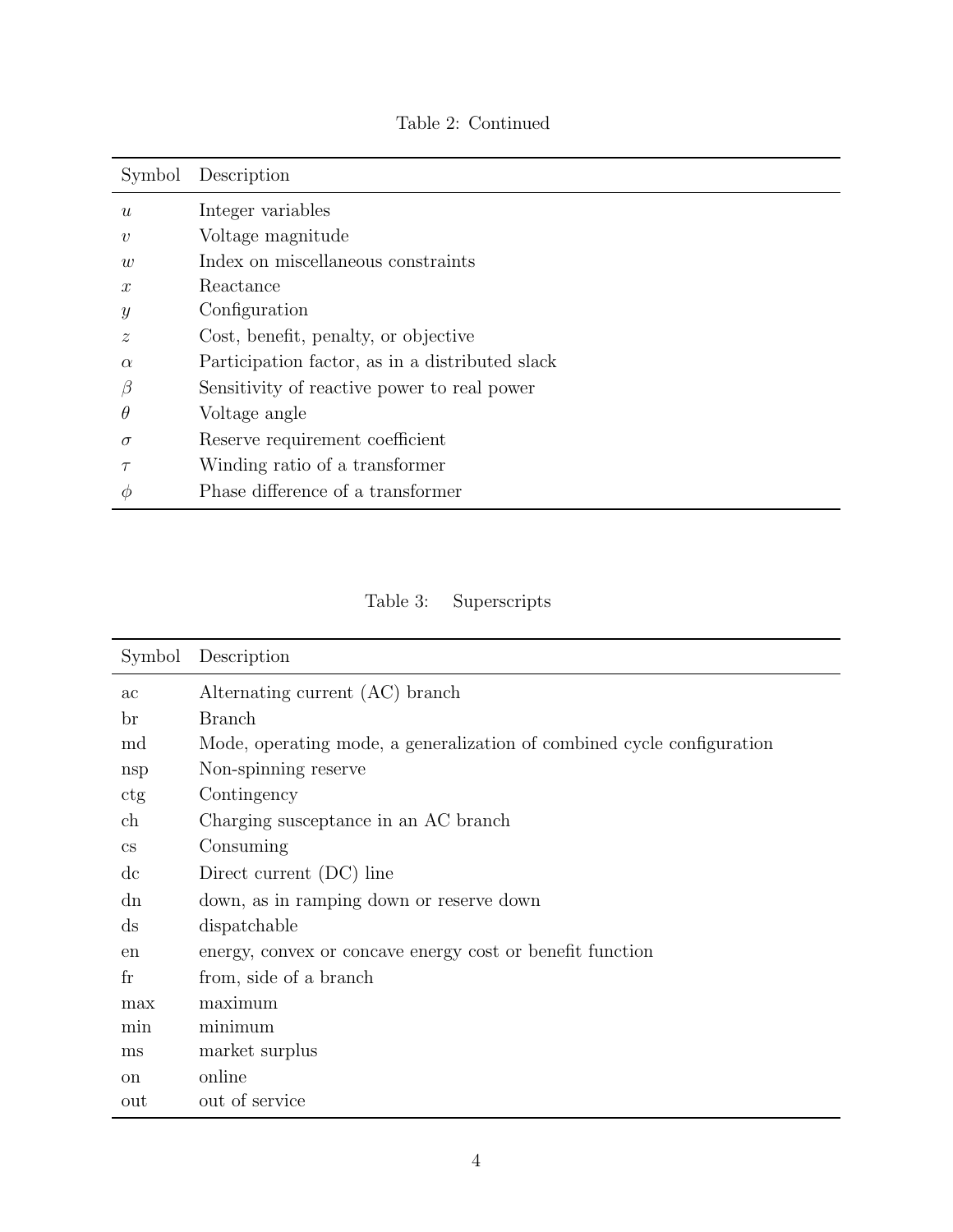Table 2: Continued

| Symbol | Description |
|---|---|
| $u$ | Integer variables |
| $v$ | Voltage magnitude |
| $w$ | Index on miscellaneous constraints |
| $x$ | Reactance |
| $y$ | Configuration |
| $z$ | Cost, benefit, penalty, or objective |
| $\alpha$ | Participation factor, as in a distributed slack |
| $\beta$ | Sensitivity of reactive power to real power |
| $\theta$ | Voltage angle |
| $\sigma$ | Reserve requirement coefficient |
| $\tau$ | Winding ratio of a transformer |
| $\phi$ | Phase difference of a transformer |

Table 3: Superscripts

| Symbol | Description |
|---|---|
| ac | Alternating current (AC) branch |
| br | Branch |
| md | Mode, operating mode, a generalization of combined cycle configuration |
| nsp | Non-spinning reserve |
| ctg | Contingency |
| ch | Charging susceptance in an AC branch |
| cs | Consuming |
| dc | Direct current (DC) line |
| dn | down, as in ramping down or reserve down |
| ds | dispatchable |
| en | energy, convex or concave energy cost or benefit function |
| fr | from, side of a branch |
| max | maximum |
| min | minimum |
| ms | market surplus |
| on | online |
| out | out of service |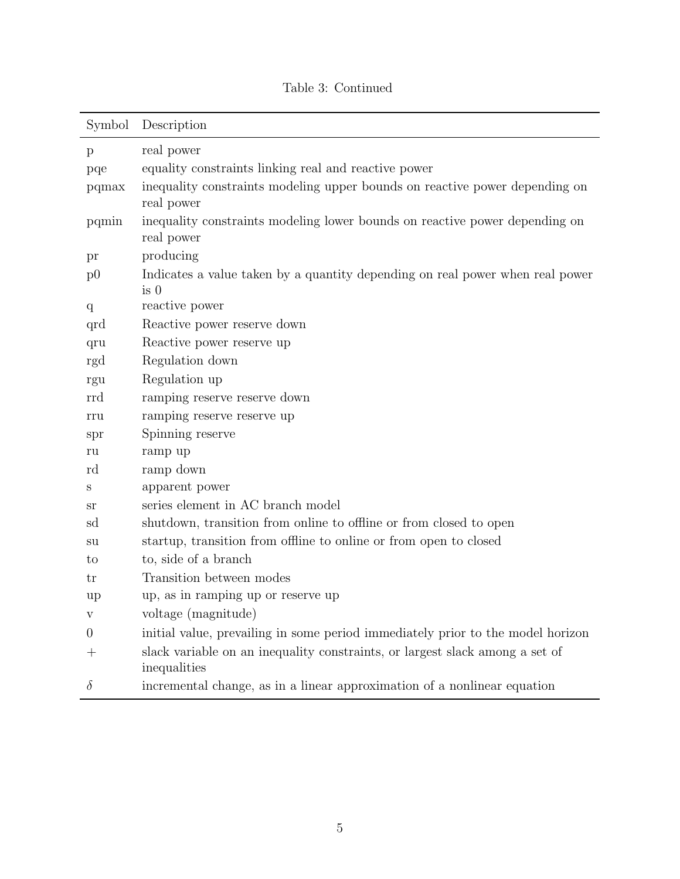Table 3: Continued

| Symbol | Description |
|---|---|
| p | real power |
| pqe | equality constraints linking real and reactive power |
| pqmax | inequality constraints modeling upper bounds on reactive power depending on real power |
| pqmin | inequality constraints modeling lower bounds on reactive power depending on real power |
| pr | producing |
| p0 | Indicates a value taken by a quantity depending on real power when real power is 0 |
| q | reactive power |
| qrd | Reactive power reserve down |
| qru | Reactive power reserve up |
| rgd | Regulation down |
| rgu | Regulation up |
| rrd | ramping reserve reserve down |
| rru | ramping reserve reserve up |
| spr | Spinning reserve |
| ru | ramp up |
| rd | ramp down |
| s | apparent power |
| sr | series element in AC branch model |
| sd | shutdown, transition from online to offline or from closed to open |
| su | startup, transition from offline to online or from open to closed |
| to | to, side of a branch |
| tr | Transition between modes |
| up | up, as in ramping up or reserve up |
| v | voltage (magnitude) |
| 0 | initial value, prevailing in some period immediately prior to the model horizon |
| $+$ | slack variable on an inequality constraints, or largest slack among a set of inequalities |
| $\delta$ | incremental change, as in a linear approximation of a nonlinear equation |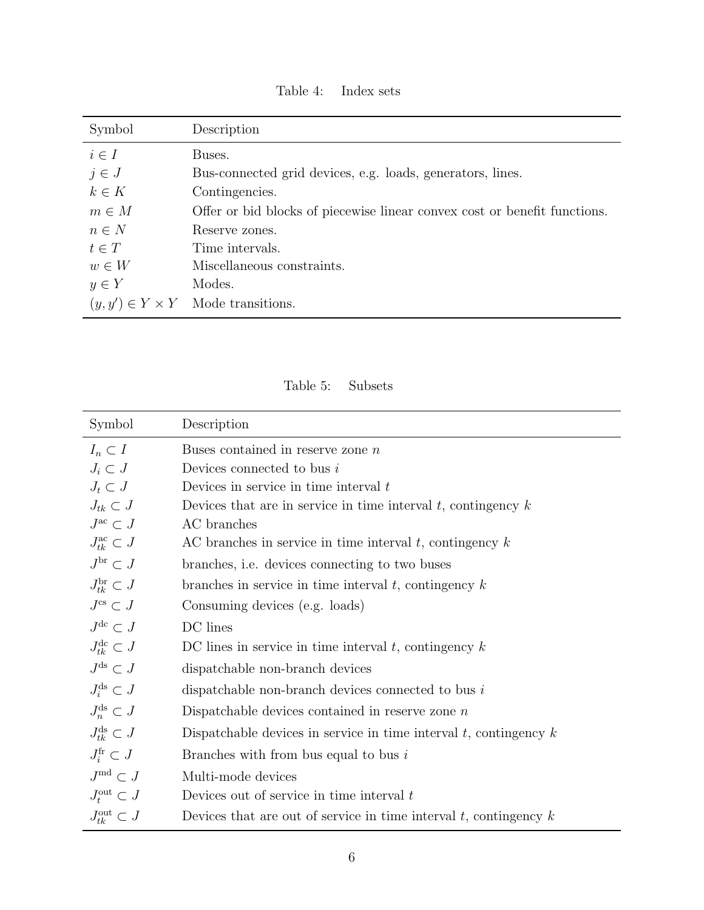Table 4: Index sets

| Symbol | Description |
|---|---|
| $i \in I$ | Buses. |
| $j \in J$ | Bus-connected grid devices, e.g. loads, generators, lines. |
| $k \in K$ | Contingencies. |
| $m \in M$ | Offer or bid blocks of piecewise linear convex cost or benefit functions. |
| $n \in N$ | Reserve zones. |
| $t \in T$ | Time intervals. |
| $w \in W$ | Miscellaneous constraints. |
| $y \in Y$ | Modes. |
| $(y, y') \in Y \times Y$ | Mode transitions. |

Table 5: Subsets

| Symbol | Description |
|---|---|
| $I_n \subset I$ | Buses contained in reserve zone $n$ |
| $J_i \subset J$ | Devices connected to bus $i$ |
| $J_t \subset J$ | Devices in service in time interval $t$ |
| $J_{tk} \subset J$ | Devices that are in service in time interval $t$, contingency $k$ |
| $J^{\text{ac}} \subset J$ | AC branches |
| $J^{\text{ac}}_{tk} \subset J$ | AC branches in service in time interval $t$, contingency $k$ |
| $J^{\text{br}} \subset J$ | branches, i.e. devices connecting to two buses |
| $J^{\text{br}}_{tk} \subset J$ | branches in service in time interval $t$, contingency $k$ |
| $J^{\text{cs}} \subset J$ | Consuming devices (e.g. loads) |
| $J^{\text{dc}} \subset J$ | DC lines |
| $J^{\text{dc}}_{tk} \subset J$ | DC lines in service in time interval $t$, contingency $k$ |
| $J^{\text{ds}} \subset J$ | dispatchable non-branch devices |
| $J^{\text{ds}}_{i} \subset J$ | dispatchable non-branch devices connected to bus $i$ |
| $J^{\text{ds}}_{n} \subset J$ | Dispatchable devices contained in reserve zone $n$ |
| $J^{\text{ds}}_{tk} \subset J$ | Dispatchable devices in service in time interval $t$, contingency $k$ |
| $J^{\text{fr}}_{i} \subset J$ | Branches with from bus equal to bus $i$ |
| $J^{\text{md}} \subset J$ | Multi-mode devices |
| $J^{\text{out}}_{t} \subset J$ | Devices out of service in time interval $t$ |
| $J^{\text{out}}_{tk} \subset J$ | Devices that are out of service in time interval $t$, contingency $k$ |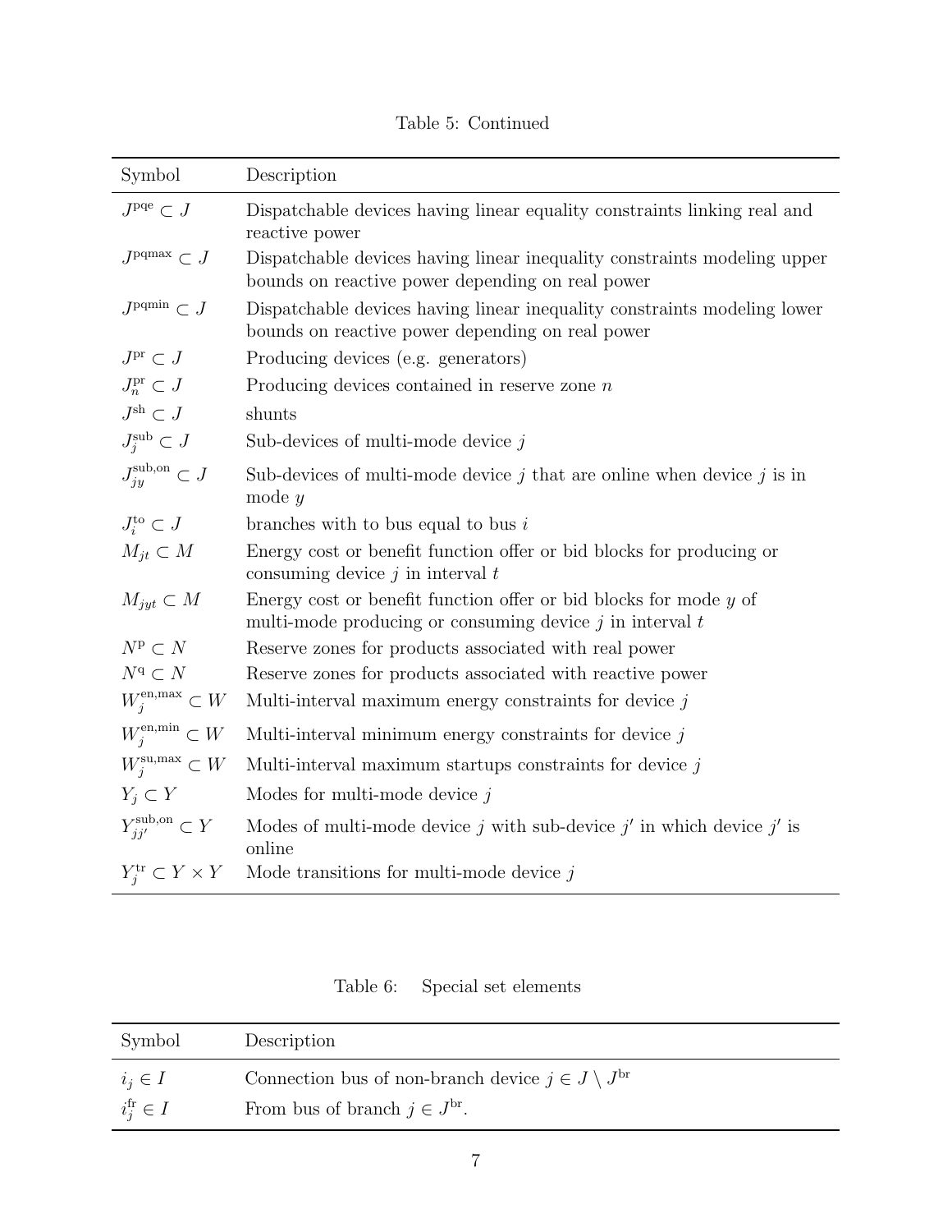Table 5: Continued

| Symbol | Description |
|---|---|
| $J^{\text{pqe}} \subset J$ | Dispatchable devices having linear equality constraints linking real and reactive power |
| $J^{\text{pqmax}} \subset J$ | Dispatchable devices having linear inequality constraints modeling upper bounds on reactive power depending on real power |
| $J^{\text{pqmin}} \subset J$ | Dispatchable devices having linear inequality constraints modeling lower bounds on reactive power depending on real power |
| $J^{\text{pr}} \subset J$ | Producing devices (e.g. generators) |
| $J_n^{\text{pr}} \subset J$ | Producing devices contained in reserve zone $n$ |
| $J^{\text{sh}} \subset J$ | shunts |
| $J_j^{\text{sub}} \subset J$ | Sub-devices of multi-mode device $j$ |
| $J_{jy}^{\text{sub,on}} \subset J$ | Sub-devices of multi-mode device $j$ that are online when device $j$ is in mode $y$ |
| $J_i^{\text{to}} \subset J$ | branches with to bus equal to bus $i$ |
| $M_{jt} \subset M$ | Energy cost or benefit function offer or bid blocks for producing or consuming device $j$ in interval $t$ |
| $M_{jyt} \subset M$ | Energy cost or benefit function offer or bid blocks for mode $y$ of multi-mode producing or consuming device $j$ in interval $t$ |
| $N^{\text{p}} \subset N$ | Reserve zones for products associated with real power |
| $N^{\text{q}} \subset N$ | Reserve zones for products associated with reactive power |
| $W_j^{\text{en,max}} \subset W$ | Multi-interval maximum energy constraints for device $j$ |
| $W_j^{\text{en,min}} \subset W$ | Multi-interval minimum energy constraints for device $j$ |
| $W_j^{\text{su,max}} \subset W$ | Multi-interval maximum startups constraints for device $j$ |
| $Y_j \subset Y$ | Modes for multi-mode device $j$ |
| $Y_{jj'}^{\text{sub,on}} \subset Y$ | Modes of multi-mode device $j$ with sub-device $j'$ in which device $j'$ is online |
| $Y_j^{\text{tr}} \subset Y \times Y$ | Mode transitions for multi-mode device $j$ |

Table 6: Special set elements

| Symbol | Description |
|---|---|
| $i_j \in I$ | Connection bus of non-branch device $j \in J \setminus J^{\text{br}}$ |
| $i_j^{\text{fr}} \in I$ | From bus of branch $j \in J^{\text{br}}$. |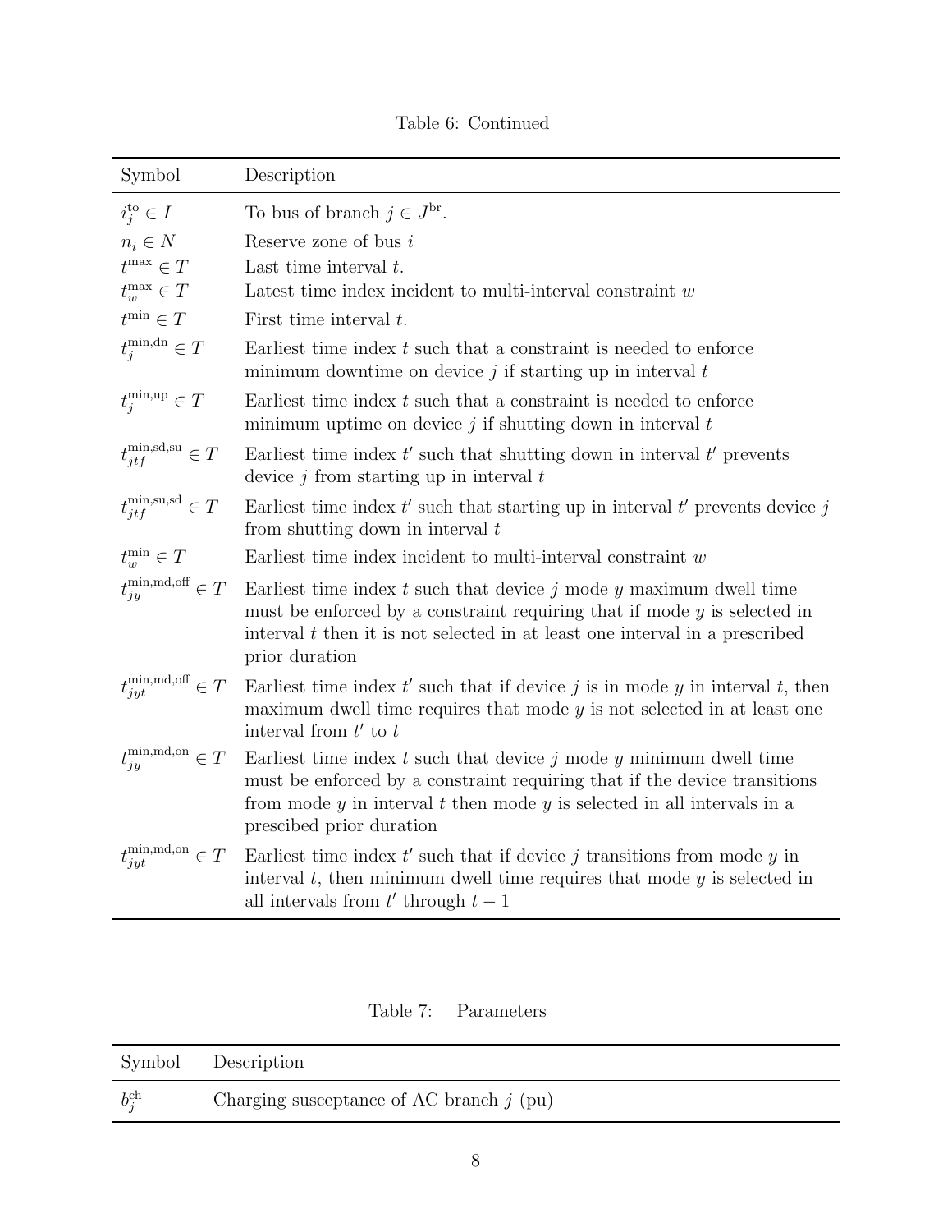Table 6: Continued

| Symbol | Description |
|---|---|
| $i_j^{\text{to}} \in I$ | To bus of branch $j \in J^{\text{br}}$. |
| $n_i \in N$ | Reserve zone of bus $i$ |
| $t^{\max} \in T$ | Last time interval $t$. |
| $t_w^{\max} \in T$ | Latest time index incident to multi-interval constraint $w$ |
| $t^{\min} \in T$ | First time interval $t$. |
| $t_j^{\text{min,dn}} \in T$ | Earliest time index $t$ such that a constraint is needed to enforce minimum downtime on device $j$ if starting up in interval $t$ |
| $t_j^{\text{min,up}} \in T$ | Earliest time index $t$ such that a constraint is needed to enforce minimum uptime on device $j$ if shutting down in interval $t$ |
| $t_{jtf}^{\text{min,sd,su}} \in T$ | Earliest time index $t'$ such that shutting down in interval $t'$ prevents device $j$ from starting up in interval $t$ |
| $t_{jtf}^{\text{min,su,sd}} \in T$ | Earliest time index $t'$ such that starting up in interval $t'$ prevents device $j$ from shutting down in interval $t$ |
| $t_w^{\min} \in T$ | Earliest time index incident to multi-interval constraint $w$ |
| $t_{jy}^{\text{min,md,off}} \in T$ | Earliest time index $t$ such that device $j$ mode $y$ maximum dwell time must be enforced by a constraint requiring that if mode $y$ is selected in interval $t$ then it is not selected in at least one interval in a prescribed prior duration |
| $t_{jyt}^{\text{min,md,off}} \in T$ | Earliest time index $t'$ such that if device $j$ is in mode $y$ in interval $t$, then maximum dwell time requires that mode $y$ is not selected in at least one interval from $t'$ to $t$ |
| $t_{jy}^{\text{min,md,on}} \in T$ | Earliest time index $t$ such that device $j$ mode $y$ minimum dwell time must be enforced by a constraint requiring that if the device transitions from mode $y$ in interval $t$ then mode $y$ is selected in all intervals in a prescibed prior duration |
| $t_{jyt}^{\text{min,md,on}} \in T$ | Earliest time index $t'$ such that if device $j$ transitions from mode $y$ in interval $t$, then minimum dwell time requires that mode $y$ is selected in all intervals from $t'$ through $t-1$ |

Table 7: Parameters

| Symbol | Description |
|---|---|
| $b_j^{\text{ch}}$ | Charging susceptance of AC branch $j$ (pu) |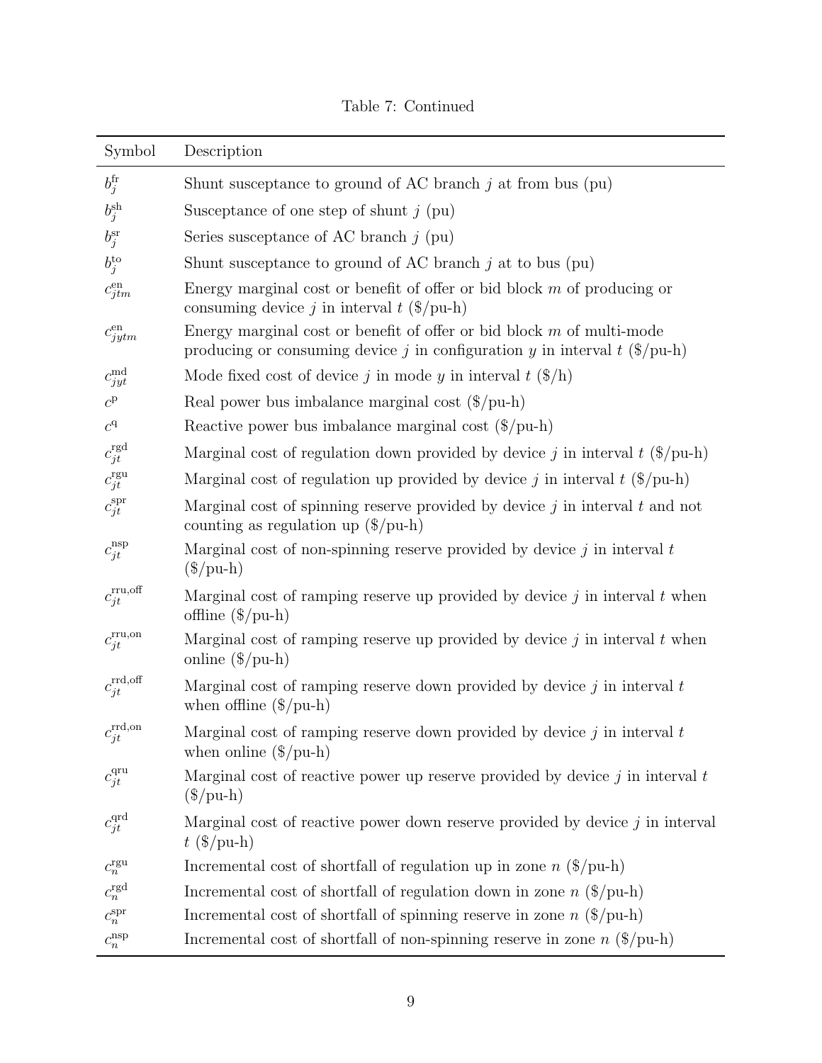Table 7: Continued

| Symbol | Description |
|---|---|
| $b_j^{\text{fr}}$ | Shunt susceptance to ground of AC branch $j$ at from bus (pu) |
| $b_j^{\text{sh}}$ | Susceptance of one step of shunt $j$ (pu) |
| $b_j^{\text{sr}}$ | Series susceptance of AC branch $j$ (pu) |
| $b_j^{\text{to}}$ | Shunt susceptance to ground of AC branch $j$ at to bus (pu) |
| $c_{jtm}^{\text{en}}$ | Energy marginal cost or benefit of offer or bid block $m$ of producing or consuming device $j$ in interval $t$ (\$/pu-h) |
| $c_{jytm}^{\text{en}}$ | Energy marginal cost or benefit of offer or bid block $m$ of multi-mode producing or consuming device $j$ in configuration $y$ in interval $t$ (\$/pu-h) |
| $c_{jyt}^{\text{md}}$ | Mode fixed cost of device $j$ in mode $y$ in interval $t$ (\$/h) |
| $c^{\text{p}}$ | Real power bus imbalance marginal cost (\$/pu-h) |
| $c^{\text{q}}$ | Reactive power bus imbalance marginal cost (\$/pu-h) |
| $c_{jt}^{\text{rgd}}$ | Marginal cost of regulation down provided by device $j$ in interval $t$ (\$/pu-h) |
| $c_{jt}^{\text{rgu}}$ | Marginal cost of regulation up provided by device $j$ in interval $t$ (\$/pu-h) |
| $c_{jt}^{\text{spr}}$ | Marginal cost of spinning reserve provided by device $j$ in interval $t$ and not counting as regulation up (\$/pu-h) |
| $c_{jt}^{\text{nsp}}$ | Marginal cost of non-spinning reserve provided by device $j$ in interval $t$ (\$/pu-h) |
| $c_{jt}^{\text{rru,off}}$ | Marginal cost of ramping reserve up provided by device $j$ in interval $t$ when offline (\$/pu-h) |
| $c_{jt}^{\text{rru,on}}$ | Marginal cost of ramping reserve up provided by device $j$ in interval $t$ when online (\$/pu-h) |
| $c_{jt}^{\text{rrd,off}}$ | Marginal cost of ramping reserve down provided by device $j$ in interval $t$ when offline (\$/pu-h) |
| $c_{jt}^{\text{rrd,on}}$ | Marginal cost of ramping reserve down provided by device $j$ in interval $t$ when online (\$/pu-h) |
| $c_{jt}^{\text{qru}}$ | Marginal cost of reactive power up reserve provided by device $j$ in interval $t$ (\$/pu-h) |
| $c_{jt}^{\text{qrd}}$ | Marginal cost of reactive power down reserve provided by device $j$ in interval $t$ (\$/pu-h) |
| $c_n^{\text{rgu}}$ | Incremental cost of shortfall of regulation up in zone $n$ (\$/pu-h) |
| $c_n^{\text{rgd}}$ | Incremental cost of shortfall of regulation down in zone $n$ (\$/pu-h) |
| $c_n^{\text{spr}}$ | Incremental cost of shortfall of spinning reserve in zone $n$ (\$/pu-h) |
| $c_n^{\text{nsp}}$ | Incremental cost of shortfall of non-spinning reserve in zone $n$ (\$/pu-h) |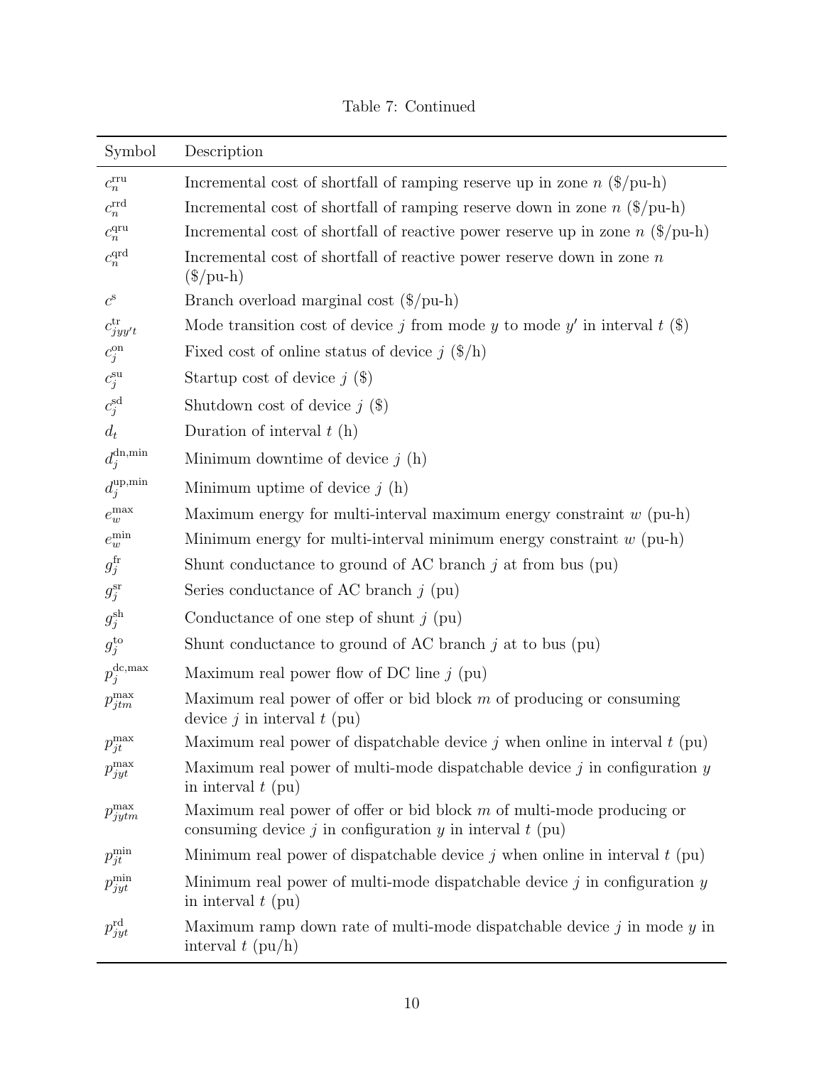Table 7: Continued

| Symbol | Description |
|---|---|
| $c_n^{\mathrm{rru}}$ | Incremental cost of shortfall of ramping reserve up in zone $n$ (\$/pu-h) |
| $c_n^{\mathrm{rrd}}$ | Incremental cost of shortfall of ramping reserve down in zone $n$ (\$/pu-h) |
| $c_n^{\mathrm{qru}}$ | Incremental cost of shortfall of reactive power reserve up in zone $n$ (\$/pu-h) |
| $c_n^{\mathrm{qrd}}$ | Incremental cost of shortfall of reactive power reserve down in zone $n$ (\$/pu-h) |
| $c^{\mathrm{s}}$ | Branch overload marginal cost (\$/pu-h) |
| $c_{jyy't}^{\mathrm{tr}}$ | Mode transition cost of device $j$ from mode $y$ to mode $y'$ in interval $t$ (\$) |
| $c_j^{\mathrm{on}}$ | Fixed cost of online status of device $j$ (\$/h) |
| $c_j^{\mathrm{su}}$ | Startup cost of device $j$ (\$) |
| $c_j^{\mathrm{sd}}$ | Shutdown cost of device $j$ (\$) |
| $d_t$ | Duration of interval $t$ (h) |
| $d_j^{\mathrm{dn,min}}$ | Minimum downtime of device $j$ (h) |
| $d_j^{\mathrm{up,min}}$ | Minimum uptime of device $j$ (h) |
| $e_w^{\max}$ | Maximum energy for multi-interval maximum energy constraint $w$ (pu-h) |
| $e_w^{\min}$ | Minimum energy for multi-interval minimum energy constraint $w$ (pu-h) |
| $g_j^{\mathrm{fr}}$ | Shunt conductance to ground of AC branch $j$ at from bus (pu) |
| $g_j^{\mathrm{sr}}$ | Series conductance of AC branch $j$ (pu) |
| $g_j^{\mathrm{sh}}$ | Conductance of one step of shunt $j$ (pu) |
| $g_j^{\mathrm{to}}$ | Shunt conductance to ground of AC branch $j$ at to bus (pu) |
| $p_j^{\mathrm{dc,max}}$ | Maximum real power flow of DC line $j$ (pu) |
| $p_{jtm}^{\max}$ | Maximum real power of offer or bid block $m$ of producing or consuming device $j$ in interval $t$ (pu) |
| $p_{jt}^{\max}$ | Maximum real power of dispatchable device $j$ when online in interval $t$ (pu) |
| $p_{jyt}^{\max}$ | Maximum real power of multi-mode dispatchable device $j$ in configuration $y$ in interval $t$ (pu) |
| $p_{jytm}^{\max}$ | Maximum real power of offer or bid block $m$ of multi-mode producing or consuming device $j$ in configuration $y$ in interval $t$ (pu) |
| $p_{jt}^{\min}$ | Minimum real power of dispatchable device $j$ when online in interval $t$ (pu) |
| $p_{jyt}^{\min}$ | Minimum real power of multi-mode dispatchable device $j$ in configuration $y$ in interval $t$ (pu) |
| $p_{jyt}^{\mathrm{rd}}$ | Maximum ramp down rate of multi-mode dispatchable device $j$ in mode $y$ in interval $t$ (pu/h) |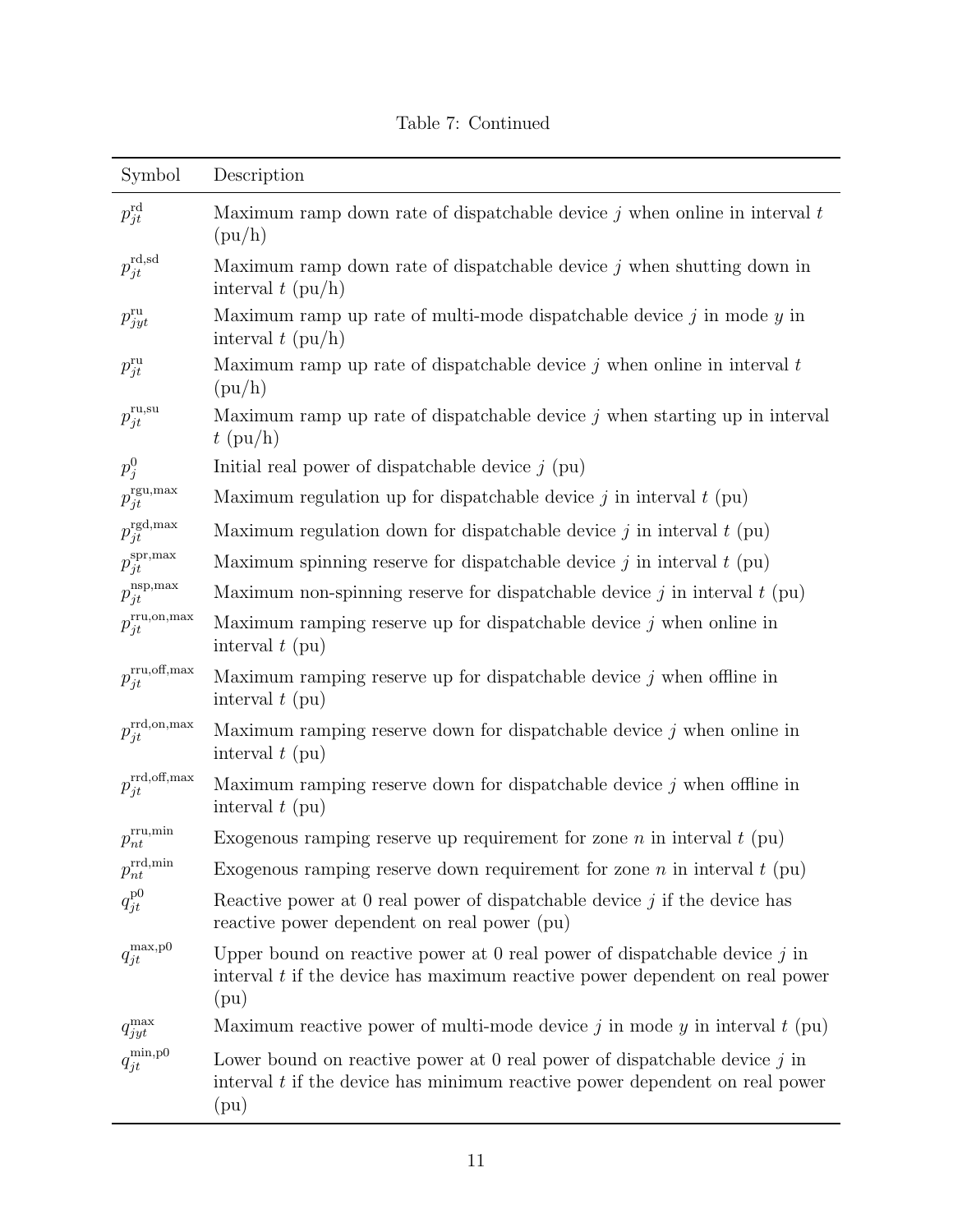Table 7: Continued

| Symbol | Description |
| --- | --- |
| $p^{\text{rd}}_{jt}$ | Maximum ramp down rate of dispatchable device $j$ when online in interval $t$ (pu/h) |
| $p^{\text{rd,sd}}_{jt}$ | Maximum ramp down rate of dispatchable device $j$ when shutting down in interval $t$ (pu/h) |
| $p^{\text{ru}}_{jyt}$ | Maximum ramp up rate of multi-mode dispatchable device $j$ in mode $y$ in interval $t$ (pu/h) |
| $p^{\text{ru}}_{jt}$ | Maximum ramp up rate of dispatchable device $j$ when online in interval $t$ (pu/h) |
| $p^{\text{ru,su}}_{jt}$ | Maximum ramp up rate of dispatchable device $j$ when starting up in interval $t$ (pu/h) |
| $p^{0}_{j}$ | Initial real power of dispatchable device $j$ (pu) |
| $p^{\text{rgu,max}}_{jt}$ | Maximum regulation up for dispatchable device $j$ in interval $t$ (pu) |
| $p^{\text{rgd,max}}_{jt}$ | Maximum regulation down for dispatchable device $j$ in interval $t$ (pu) |
| $p^{\text{spr,max}}_{jt}$ | Maximum spinning reserve for dispatchable device $j$ in interval $t$ (pu) |
| $p^{\text{nsp,max}}_{jt}$ | Maximum non-spinning reserve for dispatchable device $j$ in interval $t$ (pu) |
| $p^{\text{rru,on,max}}_{jt}$ | Maximum ramping reserve up for dispatchable device $j$ when online in interval $t$ (pu) |
| $p^{\text{rru,off,max}}_{jt}$ | Maximum ramping reserve up for dispatchable device $j$ when offline in interval $t$ (pu) |
| $p^{\text{rrd,on,max}}_{jt}$ | Maximum ramping reserve down for dispatchable device $j$ when online in interval $t$ (pu) |
| $p^{\text{rrd,off,max}}_{jt}$ | Maximum ramping reserve down for dispatchable device $j$ when offline in interval $t$ (pu) |
| $p^{\text{rru,min}}_{nt}$ | Exogenous ramping reserve up requirement for zone $n$ in interval $t$ (pu) |
| $p^{\text{rrd,min}}_{nt}$ | Exogenous ramping reserve down requirement for zone $n$ in interval $t$ (pu) |
| $q^{\text{p0}}_{jt}$ | Reactive power at 0 real power of dispatchable device $j$ if the device has reactive power dependent on real power (pu) |
| $q^{\text{max,p0}}_{jt}$ | Upper bound on reactive power at 0 real power of dispatchable device $j$ in interval $t$ if the device has maximum reactive power dependent on real power (pu) |
| $q^{\text{max}}_{jyt}$ | Maximum reactive power of multi-mode device $j$ in mode $y$ in interval $t$ (pu) |
| $q^{\text{min,p0}}_{jt}$ | Lower bound on reactive power at 0 real power of dispatchable device $j$ in interval $t$ if the device has minimum reactive power dependent on real power (pu) |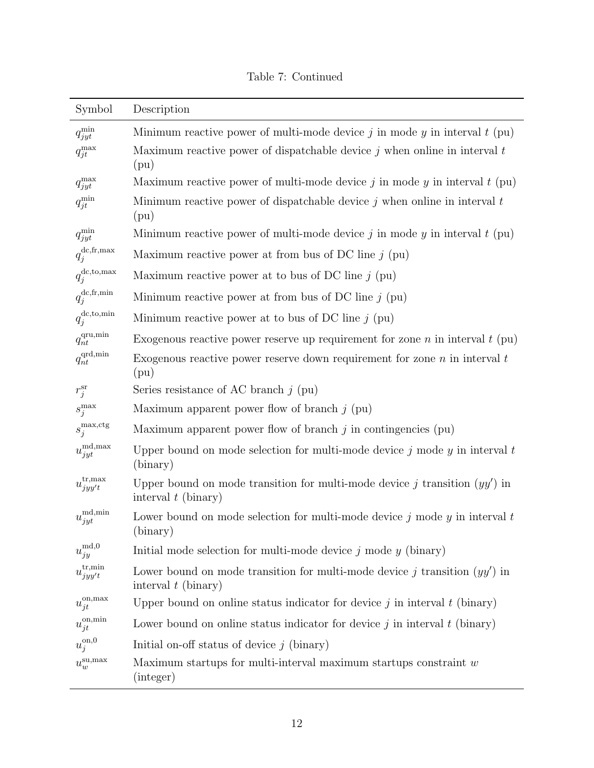Table 7: Continued

| Symbol | Description |
| --- | --- |
| $q_{jyt}^{\min}$ | Minimum reactive power of multi-mode device $j$ in mode $y$ in interval $t$ (pu) |
| $q_{jt}^{\max}$ | Maximum reactive power of dispatchable device $j$ when online in interval $t$ (pu) |
| $q_{jyt}^{\max}$ | Maximum reactive power of multi-mode device $j$ in mode $y$ in interval $t$ (pu) |
| $q_{jt}^{\min}$ | Minimum reactive power of dispatchable device $j$ when online in interval $t$ (pu) |
| $q_{jyt}^{\min}$ | Minimum reactive power of multi-mode device $j$ in mode $y$ in interval $t$ (pu) |
| $q_{j}^{\text{dc,fr,max}}$ | Maximum reactive power at from bus of DC line $j$ (pu) |
| $q_{j}^{\text{dc,to,max}}$ | Maximum reactive power at to bus of DC line $j$ (pu) |
| $q_{j}^{\text{dc,fr,min}}$ | Minimum reactive power at from bus of DC line $j$ (pu) |
| $q_{j}^{\text{dc,to,min}}$ | Minimum reactive power at to bus of DC line $j$ (pu) |
| $q_{nt}^{\text{qru,min}}$ | Exogenous reactive power reserve up requirement for zone $n$ in interval $t$ (pu) |
| $q_{nt}^{\text{qrd,min}}$ | Exogenous reactive power reserve down requirement for zone $n$ in interval $t$ (pu) |
| $r_{j}^{\text{sr}}$ | Series resistance of AC branch $j$ (pu) |
| $s_{j}^{\max}$ | Maximum apparent power flow of branch $j$ (pu) |
| $s_{j}^{\text{max,ctg}}$ | Maximum apparent power flow of branch $j$ in contingencies (pu) |
| $u_{jyt}^{\text{md,max}}$ | Upper bound on mode selection for multi-mode device $j$ mode $y$ in interval $t$ (binary) |
| $u_{jyy't}^{\text{tr,max}}$ | Upper bound on mode transition for multi-mode device $j$ transition $(yy')$ in interval $t$ (binary) |
| $u_{jyt}^{\text{md,min}}$ | Lower bound on mode selection for multi-mode device $j$ mode $y$ in interval $t$ (binary) |
| $u_{jy}^{\text{md,0}}$ | Initial mode selection for multi-mode device $j$ mode $y$ (binary) |
| $u_{jyy't}^{\text{tr,min}}$ | Lower bound on mode transition for multi-mode device $j$ transition $(yy')$ in interval $t$ (binary) |
| $u_{jt}^{\text{on,max}}$ | Upper bound on online status indicator for device $j$ in interval $t$ (binary) |
| $u_{jt}^{\text{on,min}}$ | Lower bound on online status indicator for device $j$ in interval $t$ (binary) |
| $u_{j}^{\text{on,0}}$ | Initial on-off status of device $j$ (binary) |
| $u_{w}^{\text{su,max}}$ | Maximum startups for multi-interval maximum startups constraint $w$ (integer) |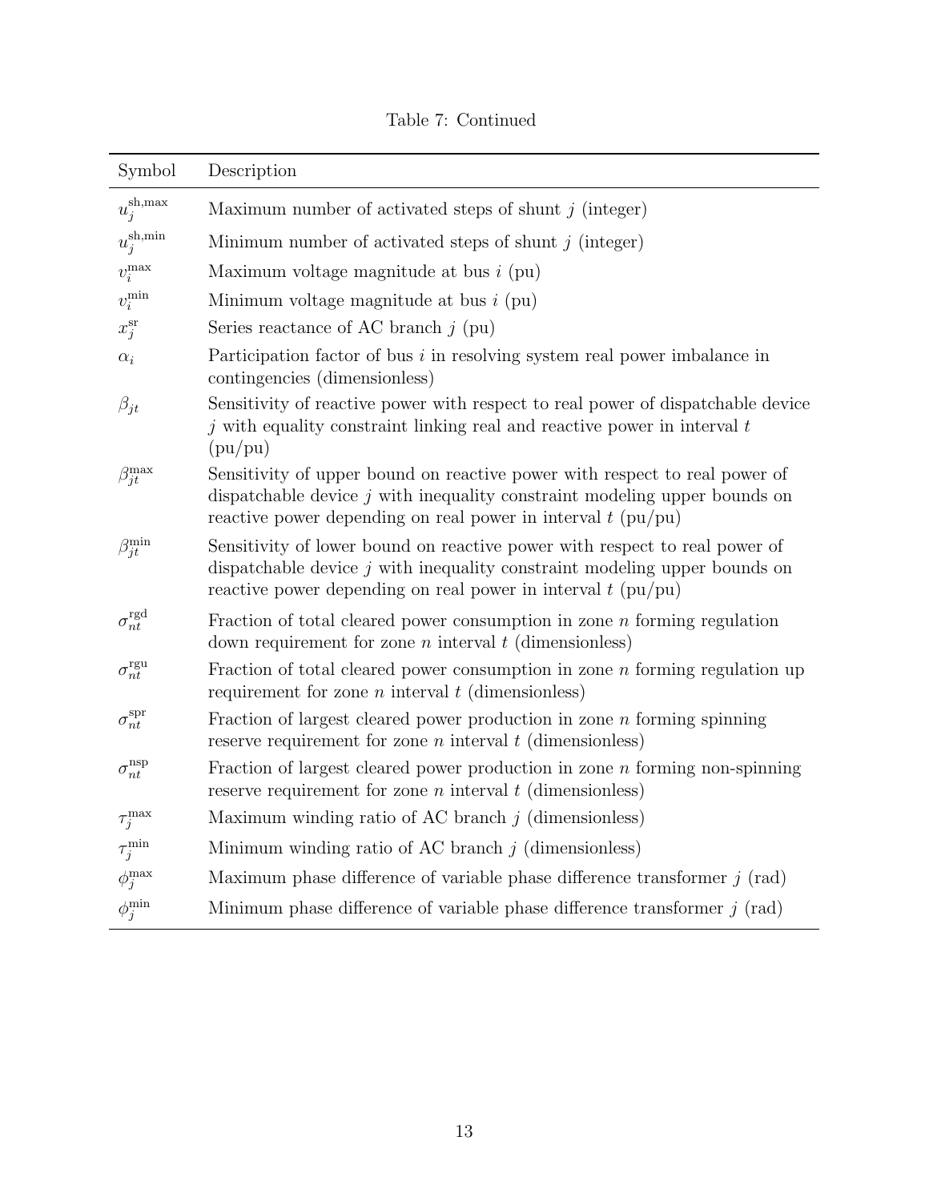Table 7: Continued

| Symbol | Description |
|---|---|
| $u_j^{\mathrm{sh,max}}$ | Maximum number of activated steps of shunt $j$ (integer) |
| $u_j^{\mathrm{sh,min}}$ | Minimum number of activated steps of shunt $j$ (integer) |
| $v_i^{\max}$ | Maximum voltage magnitude at bus $i$ (pu) |
| $v_i^{\min}$ | Minimum voltage magnitude at bus $i$ (pu) |
| $x_j^{\mathrm{sr}}$ | Series reactance of AC branch $j$ (pu) |
| $\alpha_i$ | Participation factor of bus $i$ in resolving system real power imbalance in contingencies (dimensionless) |
| $\beta_{jt}$ | Sensitivity of reactive power with respect to real power of dispatchable device $j$ with equality constraint linking real and reactive power in interval $t$ (pu/pu) |
| $\beta_{jt}^{\max}$ | Sensitivity of upper bound on reactive power with respect to real power of dispatchable device $j$ with inequality constraint modeling upper bounds on reactive power depending on real power in interval $t$ (pu/pu) |
| $\beta_{jt}^{\min}$ | Sensitivity of lower bound on reactive power with respect to real power of dispatchable device $j$ with inequality constraint modeling upper bounds on reactive power depending on real power in interval $t$ (pu/pu) |
| $\sigma_{nt}^{\mathrm{rgd}}$ | Fraction of total cleared power consumption in zone $n$ forming regulation down requirement for zone $n$ interval $t$ (dimensionless) |
| $\sigma_{nt}^{\mathrm{rgu}}$ | Fraction of total cleared power consumption in zone $n$ forming regulation up requirement for zone $n$ interval $t$ (dimensionless) |
| $\sigma_{nt}^{\mathrm{spr}}$ | Fraction of largest cleared power production in zone $n$ forming spinning reserve requirement for zone $n$ interval $t$ (dimensionless) |
| $\sigma_{nt}^{\mathrm{nsp}}$ | Fraction of largest cleared power production in zone $n$ forming non-spinning reserve requirement for zone $n$ interval $t$ (dimensionless) |
| $\tau_j^{\max}$ | Maximum winding ratio of AC branch $j$ (dimensionless) |
| $\tau_j^{\min}$ | Minimum winding ratio of AC branch $j$ (dimensionless) |
| $\phi_j^{\max}$ | Maximum phase difference of variable phase difference transformer $j$ (rad) |
| $\phi_j^{\min}$ | Minimum phase difference of variable phase difference transformer $j$ (rad) |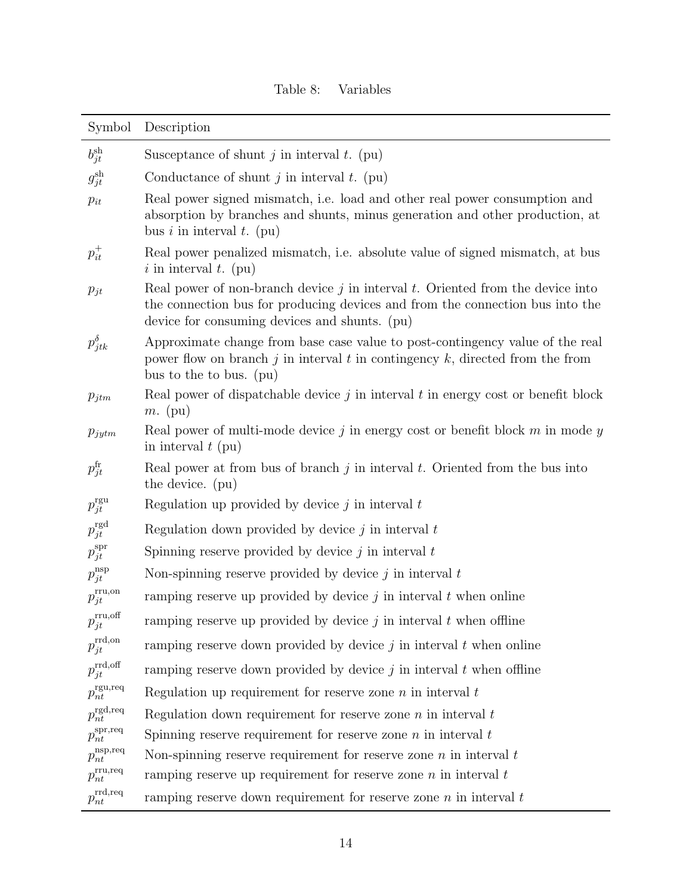Table 8: Variables

| Symbol | Description |
|---|---|
| $b^{\mathrm{sh}}_{jt}$ | Susceptance of shunt $j$ in interval $t$. (pu) |
| $g^{\mathrm{sh}}_{jt}$ | Conductance of shunt $j$ in interval $t$. (pu) |
| $p_{it}$ | Real power signed mismatch, i.e. load and other real power consumption and absorption by branches and shunts, minus generation and other production, at bus $i$ in interval $t$. (pu) |
| $p^{+}_{it}$ | Real power penalized mismatch, i.e. absolute value of signed mismatch, at bus $i$ in interval $t$. (pu) |
| $p_{jt}$ | Real power of non-branch device $j$ in interval $t$. Oriented from the device into the connection bus for producing devices and from the connection bus into the device for consuming devices and shunts. (pu) |
| $p^{\delta}_{jtk}$ | Approximate change from base case value to post-contingency value of the real power flow on branch $j$ in interval $t$ in contingency $k$, directed from the from bus to the to bus. (pu) |
| $p_{jtm}$ | Real power of dispatchable device $j$ in interval $t$ in energy cost or benefit block $m$. (pu) |
| $p_{jytm}$ | Real power of multi-mode device $j$ in energy cost or benefit block $m$ in mode $y$ in interval $t$ (pu) |
| $p^{\mathrm{fr}}_{jt}$ | Real power at from bus of branch $j$ in interval $t$. Oriented from the bus into the device. (pu) |
| $p^{\mathrm{rgu}}_{jt}$ | Regulation up provided by device $j$ in interval $t$ |
| $p^{\mathrm{rgd}}_{jt}$ | Regulation down provided by device $j$ in interval $t$ |
| $p^{\mathrm{spr}}_{jt}$ | Spinning reserve provided by device $j$ in interval $t$ |
| $p^{\mathrm{nsp}}_{jt}$ | Non-spinning reserve provided by device $j$ in interval $t$ |
| $p^{\mathrm{rru,on}}_{jt}$ | ramping reserve up provided by device $j$ in interval $t$ when online |
| $p^{\mathrm{rru,off}}_{jt}$ | ramping reserve up provided by device $j$ in interval $t$ when offline |
| $p^{\mathrm{rrd,on}}_{jt}$ | ramping reserve down provided by device $j$ in interval $t$ when online |
| $p^{\mathrm{rrd,off}}_{jt}$ | ramping reserve down provided by device $j$ in interval $t$ when offline |
| $p^{\mathrm{rgu,req}}_{nt}$ | Regulation up requirement for reserve zone $n$ in interval $t$ |
| $p^{\mathrm{rgd,req}}_{nt}$ | Regulation down requirement for reserve zone $n$ in interval $t$ |
| $p^{\mathrm{spr,req}}_{nt}$ | Spinning reserve requirement for reserve zone $n$ in interval $t$ |
| $p^{\mathrm{nsp,req}}_{nt}$ | Non-spinning reserve requirement for reserve zone $n$ in interval $t$ |
| $p^{\mathrm{rru,req}}_{nt}$ | ramping reserve up requirement for reserve zone $n$ in interval $t$ |
| $p^{\mathrm{rrd,req}}_{nt}$ | ramping reserve down requirement for reserve zone $n$ in interval $t$ |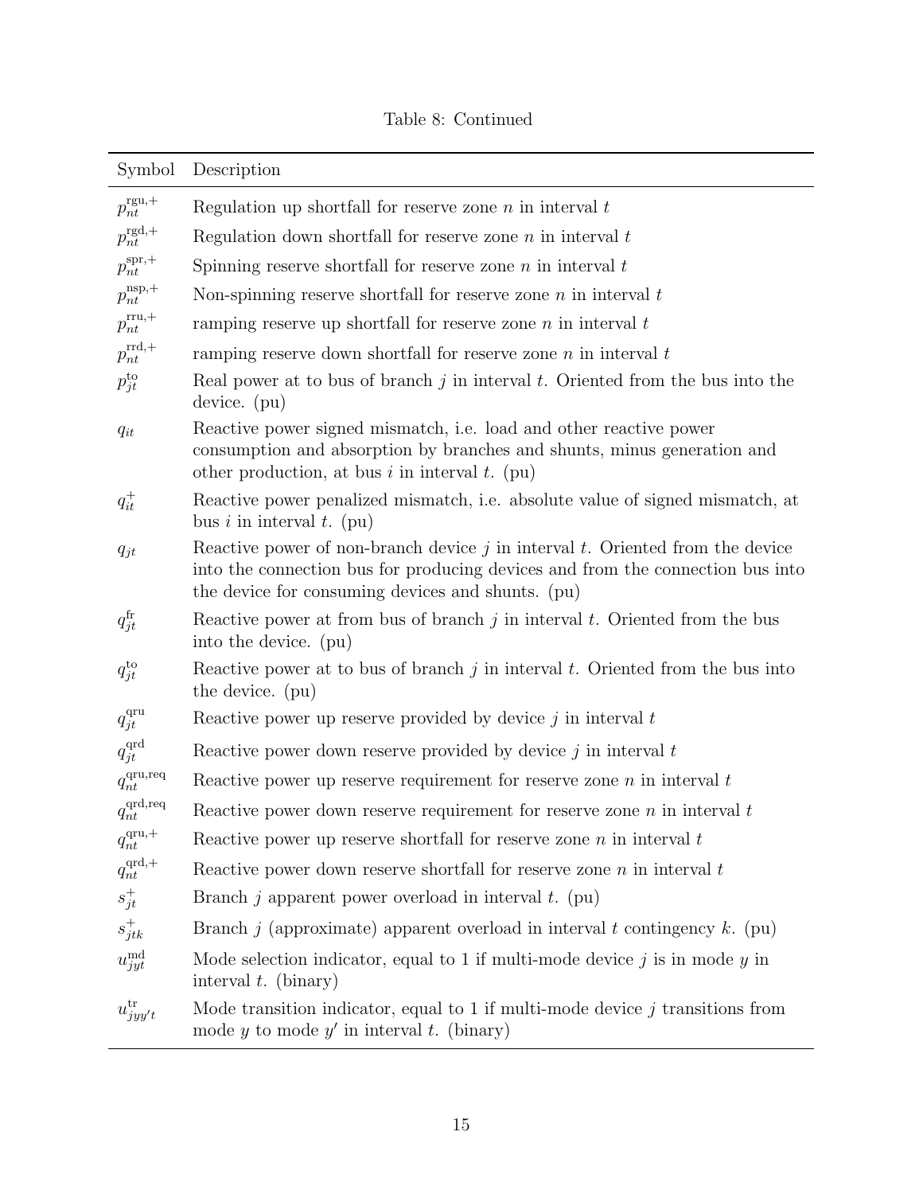Table 8: Continued

| Symbol | Description |
|---|---|
| $p_{nt}^{\text{rgu},+}$ | Regulation up shortfall for reserve zone $n$ in interval $t$ |
| $p_{nt}^{\text{rgd},+}$ | Regulation down shortfall for reserve zone $n$ in interval $t$ |
| $p_{nt}^{\text{spr},+}$ | Spinning reserve shortfall for reserve zone $n$ in interval $t$ |
| $p_{nt}^{\text{nsp},+}$ | Non-spinning reserve shortfall for reserve zone $n$ in interval $t$ |
| $p_{nt}^{\text{rru},+}$ | ramping reserve up shortfall for reserve zone $n$ in interval $t$ |
| $p_{nt}^{\text{rrd},+}$ | ramping reserve down shortfall for reserve zone $n$ in interval $t$ |
| $p_{jt}^{\text{to}}$ | Real power at to bus of branch $j$ in interval $t$. Oriented from the bus into the device. (pu) |
| $q_{it}$ | Reactive power signed mismatch, i.e. load and other reactive power consumption and absorption by branches and shunts, minus generation and other production, at bus $i$ in interval $t$. (pu) |
| $q_{it}^{+}$ | Reactive power penalized mismatch, i.e. absolute value of signed mismatch, at bus $i$ in interval $t$. (pu) |
| $q_{jt}$ | Reactive power of non-branch device $j$ in interval $t$. Oriented from the device into the connection bus for producing devices and from the connection bus into the device for consuming devices and shunts. (pu) |
| $q_{jt}^{\text{fr}}$ | Reactive power at from bus of branch $j$ in interval $t$. Oriented from the bus into the device. (pu) |
| $q_{jt}^{\text{to}}$ | Reactive power at to bus of branch $j$ in interval $t$. Oriented from the bus into the device. (pu) |
| $q_{jt}^{\text{qru}}$ | Reactive power up reserve provided by device $j$ in interval $t$ |
| $q_{jt}^{\text{qrd}}$ | Reactive power down reserve provided by device $j$ in interval $t$ |
| $q_{nt}^{\text{qru,req}}$ | Reactive power up reserve requirement for reserve zone $n$ in interval $t$ |
| $q_{nt}^{\text{qrd,req}}$ | Reactive power down reserve requirement for reserve zone $n$ in interval $t$ |
| $q_{nt}^{\text{qru},+}$ | Reactive power up reserve shortfall for reserve zone $n$ in interval $t$ |
| $q_{nt}^{\text{qrd},+}$ | Reactive power down reserve shortfall for reserve zone $n$ in interval $t$ |
| $s_{jt}^{+}$ | Branch $j$ apparent power overload in interval $t$. (pu) |
| $s_{jtk}^{+}$ | Branch $j$ (approximate) apparent overload in interval $t$ contingency $k$. (pu) |
| $u_{jyt}^{\text{md}}$ | Mode selection indicator, equal to 1 if multi-mode device $j$ is in mode $y$ in interval $t$. (binary) |
| $u_{jyy't}^{\text{tr}}$ | Mode transition indicator, equal to 1 if multi-mode device $j$ transitions from mode $y$ to mode $y'$ in interval $t$. (binary) |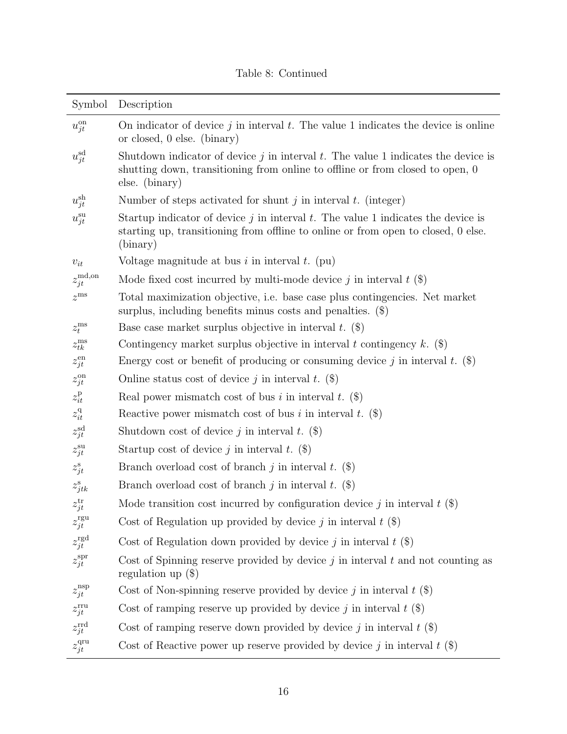Table 8: Continued

| Symbol | Description |
|---|---|
| $u^{\text{on}}_{jt}$ | On indicator of device $j$ in interval $t$. The value 1 indicates the device is online or closed, 0 else. (binary) |
| $u^{\text{sd}}_{jt}$ | Shutdown indicator of device $j$ in interval $t$. The value 1 indicates the device is shutting down, transitioning from online to offline or from closed to open, 0 else. (binary) |
| $u^{\text{sh}}_{jt}$ | Number of steps activated for shunt $j$ in interval $t$. (integer) |
| $u^{\text{su}}_{jt}$ | Startup indicator of device $j$ in interval $t$. The value 1 indicates the device is starting up, transitioning from offline to online or from open to closed, 0 else. (binary) |
| $v_{it}$ | Voltage magnitude at bus $i$ in interval $t$. (pu) |
| $z^{\text{md,on}}_{jt}$ | Mode fixed cost incurred by multi-mode device $j$ in interval $t$ ($) |
| $z^{\text{ms}}$ | Total maximization objective, i.e. base case plus contingencies. Net market surplus, including benefits minus costs and penalties. ($) |
| $z^{\text{ms}}_{t}$ | Base case market surplus objective in interval $t$. ($) |
| $z^{\text{ms}}_{tk}$ | Contingency market surplus objective in interval $t$ contingency $k$. ($) |
| $z^{\text{en}}_{jt}$ | Energy cost or benefit of producing or consuming device $j$ in interval $t$. ($) |
| $z^{\text{on}}_{jt}$ | Online status cost of device $j$ in interval $t$. ($) |
| $z^{\text{p}}_{it}$ | Real power mismatch cost of bus $i$ in interval $t$. ($) |
| $z^{\text{q}}_{it}$ | Reactive power mismatch cost of bus $i$ in interval $t$. ($) |
| $z^{\text{sd}}_{jt}$ | Shutdown cost of device $j$ in interval $t$. ($) |
| $z^{\text{su}}_{jt}$ | Startup cost of device $j$ in interval $t$. ($) |
| $z^{\text{s}}_{jt}$ | Branch overload cost of branch $j$ in interval $t$. ($) |
| $z^{\text{s}}_{jtk}$ | Branch overload cost of branch $j$ in interval $t$. ($) |
| $z^{\text{tr}}_{jt}$ | Mode transition cost incurred by configuration device $j$ in interval $t$ ($) |
| $z^{\text{rgu}}_{jt}$ | Cost of Regulation up provided by device $j$ in interval $t$ ($) |
| $z^{\text{rgd}}_{jt}$ | Cost of Regulation down provided by device $j$ in interval $t$ ($) |
| $z^{\text{spr}}_{jt}$ | Cost of Spinning reserve provided by device $j$ in interval $t$ and not counting as regulation up ($) |
| $z^{\text{nsp}}_{jt}$ | Cost of Non-spinning reserve provided by device $j$ in interval $t$ ($) |
| $z^{\text{rru}}_{jt}$ | Cost of ramping reserve up provided by device $j$ in interval $t$ ($) |
| $z^{\text{rrd}}_{jt}$ | Cost of ramping reserve down provided by device $j$ in interval $t$ ($) |
| $z^{\text{qru}}_{jt}$ | Cost of Reactive power up reserve provided by device $j$ in interval $t$ ($) |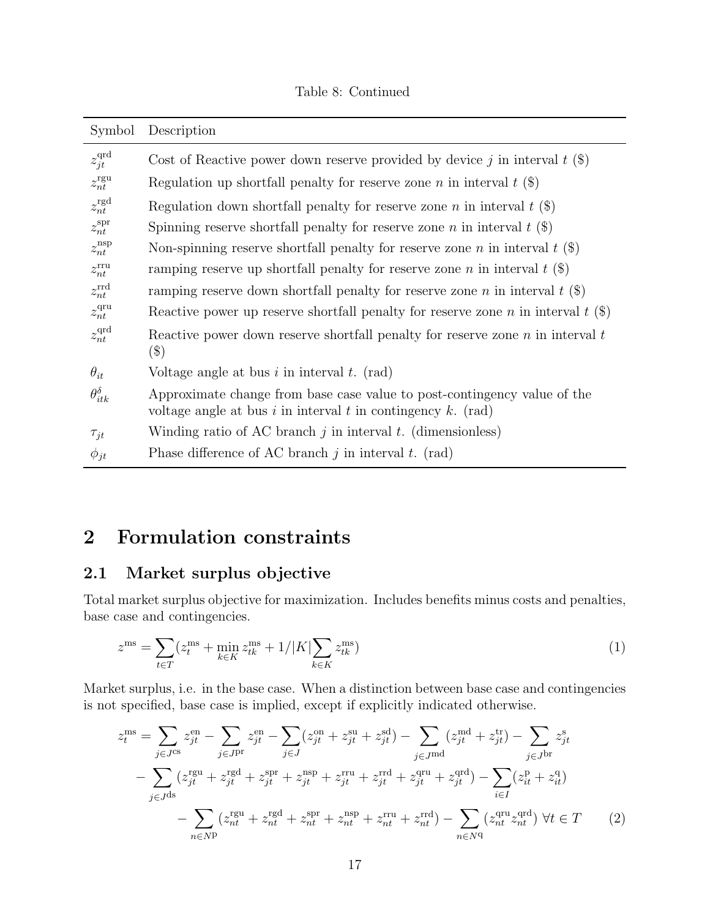Table 8: Continued

| Symbol | Description |
|---|---|
| $z^{\text{qrd}}_{jt}$ | Cost of Reactive power down reserve provided by device $j$ in interval $t$ (\$) |
| $z^{\text{rgu}}_{nt}$ | Regulation up shortfall penalty for reserve zone $n$ in interval $t$ (\$) |
| $z^{\text{rgd}}_{nt}$ | Regulation down shortfall penalty for reserve zone $n$ in interval $t$ (\$) |
| $z^{\text{spr}}_{nt}$ | Spinning reserve shortfall penalty for reserve zone $n$ in interval $t$ (\$) |
| $z^{\text{nsp}}_{nt}$ | Non-spinning reserve shortfall penalty for reserve zone $n$ in interval $t$ (\$) |
| $z^{\text{rru}}_{nt}$ | ramping reserve up shortfall penalty for reserve zone $n$ in interval $t$ (\$) |
| $z^{\text{rrd}}_{nt}$ | ramping reserve down shortfall penalty for reserve zone $n$ in interval $t$ (\$) |
| $z^{\text{qru}}_{nt}$ | Reactive power up reserve shortfall penalty for reserve zone $n$ in interval $t$ (\$) |
| $z^{\text{qrd}}_{nt}$ | Reactive power down reserve shortfall penalty for reserve zone $n$ in interval $t$ (\$) |
| $\theta_{it}$ | Voltage angle at bus $i$ in interval $t$. (rad) |
| $\theta^{\delta}_{itk}$ | Approximate change from base case value to post-contingency value of the voltage angle at bus $i$ in interval $t$ in contingency $k$. (rad) |
| $\tau_{jt}$ | Winding ratio of AC branch $j$ in interval $t$. (dimensionless) |
| $\phi_{jt}$ | Phase difference of AC branch $j$ in interval $t$. (rad) |

## 2 Formulation constraints

### 2.1 Market surplus objective

Total market surplus objective for maximization. Includes benefits minus costs and penalties, base case and contingencies.

$$z^{\text{ms}} = \sum_{t \in T} (z^{\text{ms}}_t + \min_{k \in K} z^{\text{ms}}_{tk} + 1/|K| \sum_{k \in K} z^{\text{ms}}_{tk}) \tag{1}$$

Market surplus, i.e. in the base case. When a distinction between base case and contingencies is not specified, base case is implied, except if explicitly indicated otherwise.

$$\begin{aligned} z^{\text{ms}}_t = & \sum_{j \in J^{\text{cs}}} z^{\text{en}}_{jt} - \sum_{j \in J^{\text{pr}}} z^{\text{en}}_{jt} - \sum_{j \in J} (z^{\text{on}}_{jt} + z^{\text{su}}_{jt} + z^{\text{sd}}_{jt}) - \sum_{j \in J^{\text{md}}} (z^{\text{md}}_{jt} + z^{\text{tr}}_{jt}) - \sum_{j \in J^{\text{br}}} z^{\text{s}}_{jt} \\ & - \sum_{j \in J^{\text{ds}}} (z^{\text{rgu}}_{jt} + z^{\text{rgd}}_{jt} + z^{\text{spr}}_{jt} + z^{\text{nsp}}_{jt} + z^{\text{rru}}_{jt} + z^{\text{rrd}}_{jt} + z^{\text{qru}}_{jt} + z^{\text{qrd}}_{jt}) - \sum_{i \in I} (z^{\text{p}}_{it} + z^{\text{q}}_{it}) \\ & - \sum_{n \in N^{\text{p}}} (z^{\text{rgu}}_{nt} + z^{\text{rgd}}_{nt} + z^{\text{spr}}_{nt} + z^{\text{nsp}}_{nt} + z^{\text{rru}}_{nt} + z^{\text{rrd}}_{nt}) - \sum_{n \in N^{\text{q}}} (z^{\text{qru}}_{nt} z^{\text{qrd}}_{nt}) \ \forall t \in T \end{aligned} \tag{2}$$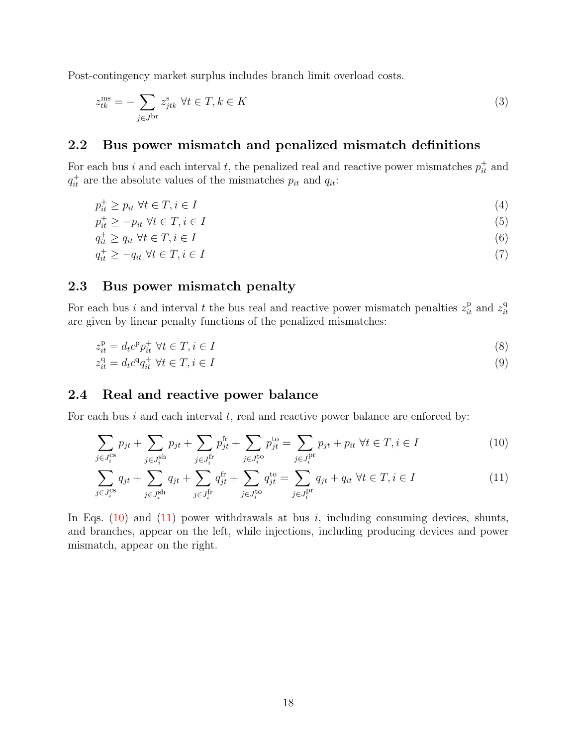Post-contingency market surplus includes branch limit overload costs.

$$z^{\text{ms}}_{tk} = -\sum_{j \in J^{\text{br}}} z^{\text{s}}_{jtk} \ \forall t \in T, k \in K \tag{3}$$

## 2.2 Bus power mismatch and penalized mismatch definitions

For each bus $i$ and each interval $t$, the penalized real and reactive power mismatches $p^+_{it}$ and $q^+_{it}$ are the absolute values of the mismatches $p_{it}$ and $q_{it}$:

$$p^+_{it} \geq p_{it} \ \forall t \in T, i \in I \tag{4}$$

$$p^+_{it} \geq -p_{it} \ \forall t \in T, i \in I \tag{5}$$

$$q^+_{it} \geq q_{it} \ \forall t \in T, i \in I \tag{6}$$

$$q^+_{it} \geq -q_{it} \ \forall t \in T, i \in I \tag{7}$$

## 2.3 Bus power mismatch penalty

For each bus $i$ and interval $t$ the bus real and reactive power mismatch penalties $z^{\text{p}}_{it}$ and $z^{\text{q}}_{it}$ are given by linear penalty functions of the penalized mismatches:

$$z^{\text{p}}_{it} = d_t c^{\text{p}} p^+_{it} \ \forall t \in T, i \in I \tag{8}$$

$$z^{\text{q}}_{it} = d_t c^{\text{q}} q^+_{it} \ \forall t \in T, i \in I \tag{9}$$

## 2.4 Real and reactive power balance

For each bus $i$ and each interval $t$, real and reactive power balance are enforced by:

$$\sum_{j \in J^{\text{cs}}_i} p_{jt} + \sum_{j \in J^{\text{sh}}_i} p_{jt} + \sum_{j \in J^{\text{fr}}_i} p^{\text{fr}}_{jt} + \sum_{j \in J^{\text{to}}_i} p^{\text{to}}_{jt} = \sum_{j \in J^{\text{pr}}_i} p_{jt} + p_{it} \ \forall t \in T, i \in I \tag{10}$$

$$\sum_{j \in J^{\text{cs}}_i} q_{jt} + \sum_{j \in J^{\text{sh}}_i} q_{jt} + \sum_{j \in J^{\text{fr}}_i} q^{\text{fr}}_{jt} + \sum_{j \in J^{\text{to}}_i} q^{\text{to}}_{jt} = \sum_{j \in J^{\text{pr}}_i} q_{jt} + q_{it} \ \forall t \in T, i \in I \tag{11}$$

In Eqs. (10) and (11) power withdrawals at bus $i$, including consuming devices, shunts, and branches, appear on the left, while injections, including producing devices and power mismatch, appear on the right.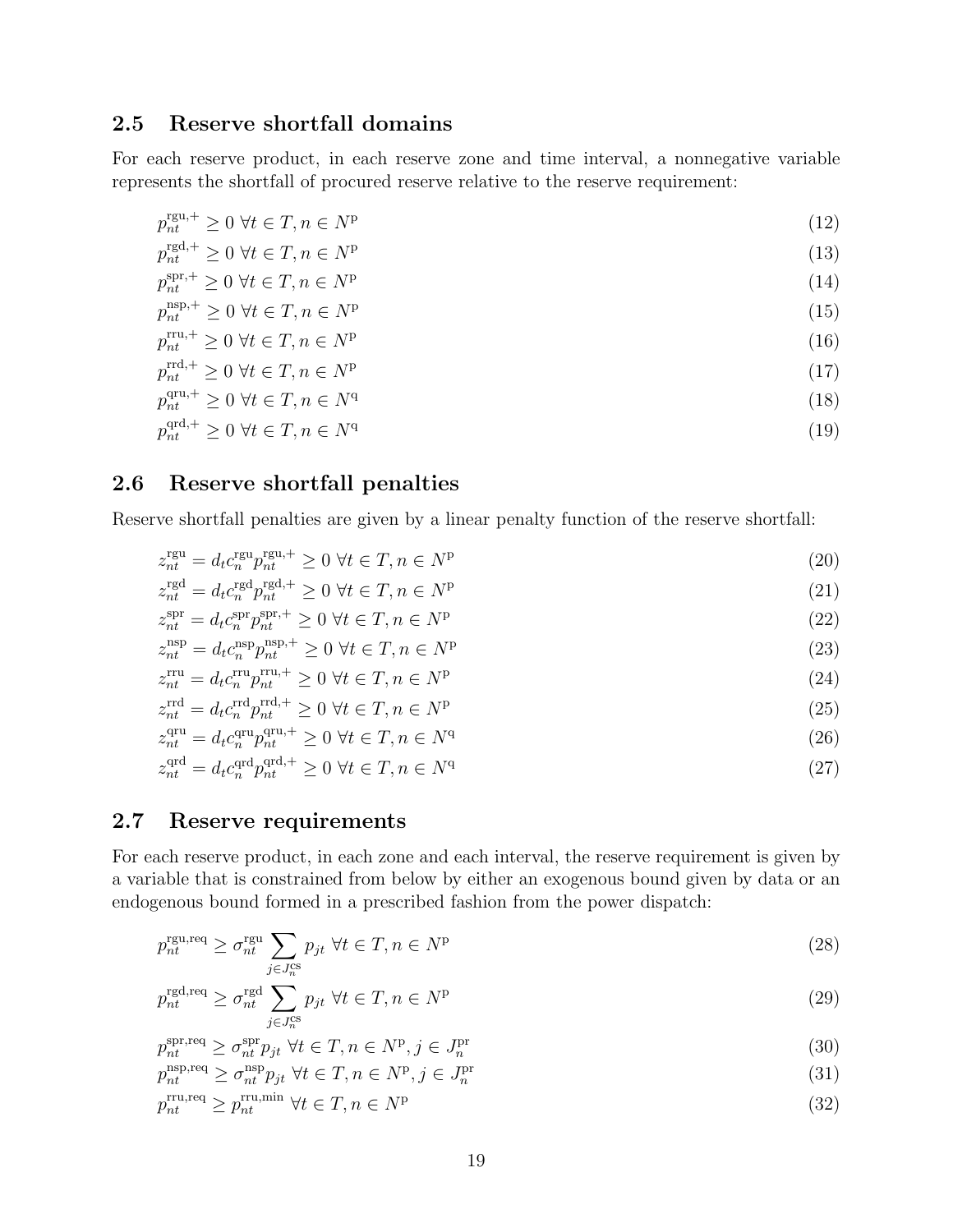## 2.5 Reserve shortfall domains

For each reserve product, in each reserve zone and time interval, a nonnegative variable represents the shortfall of procured reserve relative to the reserve requirement:

$$p^{\mathrm{rgu},+}_{nt} \geq 0 \ \forall t \in T, n \in N^{\mathrm{p}} \tag{12}$$

$$p^{\mathrm{rgd},+}_{nt} \geq 0 \ \forall t \in T, n \in N^{\mathrm{p}} \tag{13}$$

$$p^{\mathrm{spr},+}_{nt} \geq 0 \ \forall t \in T, n \in N^{\mathrm{p}} \tag{14}$$

$$p^{\mathrm{nsp},+}_{nt} \geq 0 \ \forall t \in T, n \in N^{\mathrm{p}} \tag{15}$$

$$p^{\mathrm{rru},+}_{nt} \geq 0 \ \forall t \in T, n \in N^{\mathrm{p}} \tag{16}$$

$$p^{\mathrm{rrd},+}_{nt} \geq 0 \ \forall t \in T, n \in N^{\mathrm{p}} \tag{17}$$

$$p^{\mathrm{qru},+}_{nt} \geq 0 \ \forall t \in T, n \in N^{\mathrm{q}} \tag{18}$$

$$p^{\mathrm{qrd},+}_{nt} \geq 0 \ \forall t \in T, n \in N^{\mathrm{q}} \tag{19}$$

## 2.6 Reserve shortfall penalties

Reserve shortfall penalties are given by a linear penalty function of the reserve shortfall:

$$z^{\mathrm{rgu}}_{nt} = d_t c^{\mathrm{rgu}}_n p^{\mathrm{rgu},+}_{nt} \geq 0 \ \forall t \in T, n \in N^{\mathrm{p}} \tag{20}$$

$$z^{\mathrm{rgd}}_{nt} = d_t c^{\mathrm{rgd}}_n p^{\mathrm{rgd},+}_{nt} \geq 0 \ \forall t \in T, n \in N^{\mathrm{p}} \tag{21}$$

$$z^{\mathrm{spr}}_{nt} = d_t c^{\mathrm{spr}}_n p^{\mathrm{spr},+}_{nt} \geq 0 \ \forall t \in T, n \in N^{\mathrm{p}} \tag{22}$$

$$z^{\mathrm{nsp}}_{nt} = d_t c^{\mathrm{nsp}}_n p^{\mathrm{nsp},+}_{nt} \geq 0 \ \forall t \in T, n \in N^{\mathrm{p}} \tag{23}$$

$$z^{\mathrm{rru}}_{nt} = d_t c^{\mathrm{rru}}_n p^{\mathrm{rru},+}_{nt} \geq 0 \ \forall t \in T, n \in N^{\mathrm{p}} \tag{24}$$

$$z^{\mathrm{rrd}}_{nt} = d_t c^{\mathrm{rrd}}_n p^{\mathrm{rrd},+}_{nt} \geq 0 \ \forall t \in T, n \in N^{\mathrm{p}} \tag{25}$$

$$z^{\mathrm{qru}}_{nt} = d_t c^{\mathrm{qru}}_n p^{\mathrm{qru},+}_{nt} \geq 0 \ \forall t \in T, n \in N^{\mathrm{q}} \tag{26}$$

$$z^{\mathrm{qrd}}_{nt} = d_t c^{\mathrm{qrd}}_n p^{\mathrm{qrd},+}_{nt} \geq 0 \ \forall t \in T, n \in N^{\mathrm{q}} \tag{27}$$

## 2.7 Reserve requirements

For each reserve product, in each zone and each interval, the reserve requirement is given by a variable that is constrained from below by either an exogenous bound given by data or an endogenous bound formed in a prescribed fashion from the power dispatch:

$$p^{\mathrm{rgu,req}}_{nt} \geq \sigma^{\mathrm{rgu}}_{nt} \sum_{j \in J^{\mathrm{cs}}_n} p_{jt} \ \forall t \in T, n \in N^{\mathrm{p}} \tag{28}$$

$$p^{\mathrm{rgd,req}}_{nt} \geq \sigma^{\mathrm{rgd}}_{nt} \sum_{j \in J^{\mathrm{cs}}_n} p_{jt} \ \forall t \in T, n \in N^{\mathrm{p}} \tag{29}$$

$$p^{\mathrm{spr,req}}_{nt} \geq \sigma^{\mathrm{spr}}_{nt} p_{jt} \ \forall t \in T, n \in N^{\mathrm{p}}, j \in J^{\mathrm{pr}}_n \tag{30}$$

$$p^{\mathrm{nsp,req}}_{nt} \geq \sigma^{\mathrm{nsp}}_{nt} p_{jt} \ \forall t \in T, n \in N^{\mathrm{p}}, j \in J^{\mathrm{pr}}_n \tag{31}$$

$$p^{\mathrm{rru,req}}_{nt} \geq p^{\mathrm{rru,min}}_{nt} \ \forall t \in T, n \in N^{\mathrm{p}} \tag{32}$$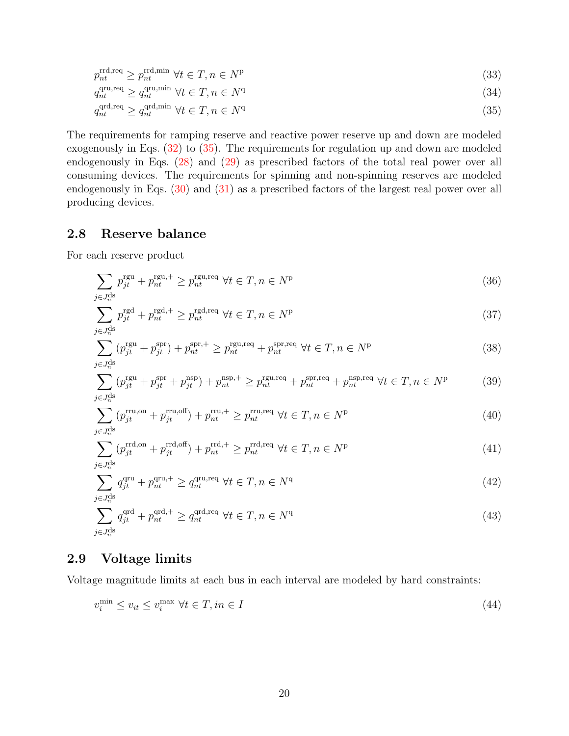$$p_{nt}^{\text{rrd,req}} \geq p_{nt}^{\text{rrd,min}} \; \forall t \in T, n \in N^{\text{p}} \tag{33}$$

$$q_{nt}^{\text{qru,req}} \geq q_{nt}^{\text{qru,min}} \; \forall t \in T, n \in N^{\text{q}} \tag{34}$$

$$q_{nt}^{\text{qrd,req}} \geq q_{nt}^{\text{qrd,min}} \; \forall t \in T, n \in N^{\text{q}} \tag{35}$$

The requirements for ramping reserve and reactive power reserve up and down are modeled exogenously in Eqs. (32) to (35). The requirements for regulation up and down are modeled endogenously in Eqs. (28) and (29) as prescribed factors of the total real power over all consuming devices. The requirements for spinning and non-spinning reserves are modeled endogenously in Eqs. (30) and (31) as a prescribed factors of the largest real power over all producing devices.

## 2.8 Reserve balance

For each reserve product

$$\sum_{j \in J_n^{\text{ds}}} p_{jt}^{\text{rgu}} + p_{nt}^{\text{rgu},+} \geq p_{nt}^{\text{rgu,req}} \; \forall t \in T, n \in N^{\text{p}} \tag{36}$$

$$\sum_{j \in J_n^{\text{ds}}} p_{jt}^{\text{rgd}} + p_{nt}^{\text{rgd},+} \geq p_{nt}^{\text{rgd,req}} \; \forall t \in T, n \in N^{\text{p}} \tag{37}$$

$$\sum_{j \in J_n^{\text{ds}}} (p_{jt}^{\text{rgu}} + p_{jt}^{\text{spr}}) + p_{nt}^{\text{spr},+} \geq p_{nt}^{\text{rgu,req}} + p_{nt}^{\text{spr,req}} \; \forall t \in T, n \in N^{\text{p}} \tag{38}$$

$$\sum_{j \in J_n^{\text{ds}}} (p_{jt}^{\text{rgu}} + p_{jt}^{\text{spr}} + p_{jt}^{\text{nsp}}) + p_{nt}^{\text{nsp},+} \geq p_{nt}^{\text{rgu,req}} + p_{nt}^{\text{spr,req}} + p_{nt}^{\text{nsp,req}} \; \forall t \in T, n \in N^{\text{p}} \tag{39}$$

$$\sum_{j \in J_n^{\text{ds}}} (p_{jt}^{\text{rru,on}} + p_{jt}^{\text{rru,off}}) + p_{nt}^{\text{rru},+} \geq p_{nt}^{\text{rru,req}} \; \forall t \in T, n \in N^{\text{p}} \tag{40}$$

$$\sum_{j \in J_n^{\text{ds}}} (p_{jt}^{\text{rrd,on}} + p_{jt}^{\text{rrd,off}}) + p_{nt}^{\text{rrd},+} \geq p_{nt}^{\text{rrd,req}} \; \forall t \in T, n \in N^{\text{p}} \tag{41}$$

$$\sum_{j \in J_n^{\text{ds}}} q_{jt}^{\text{qru}} + p_{nt}^{\text{qru},+} \geq q_{nt}^{\text{qru,req}} \; \forall t \in T, n \in N^{\text{q}} \tag{42}$$

$$\sum_{j \in J_n^{\text{ds}}} q_{jt}^{\text{qrd}} + p_{nt}^{\text{qrd},+} \geq q_{nt}^{\text{qrd,req}} \; \forall t \in T, n \in N^{\text{q}} \tag{43}$$

## 2.9 Voltage limits

Voltage magnitude limits at each bus in each interval are modeled by hard constraints:

$$v_i^{\min} \leq v_{it} \leq v_i^{\max} \; \forall t \in T, in \in I \tag{44}$$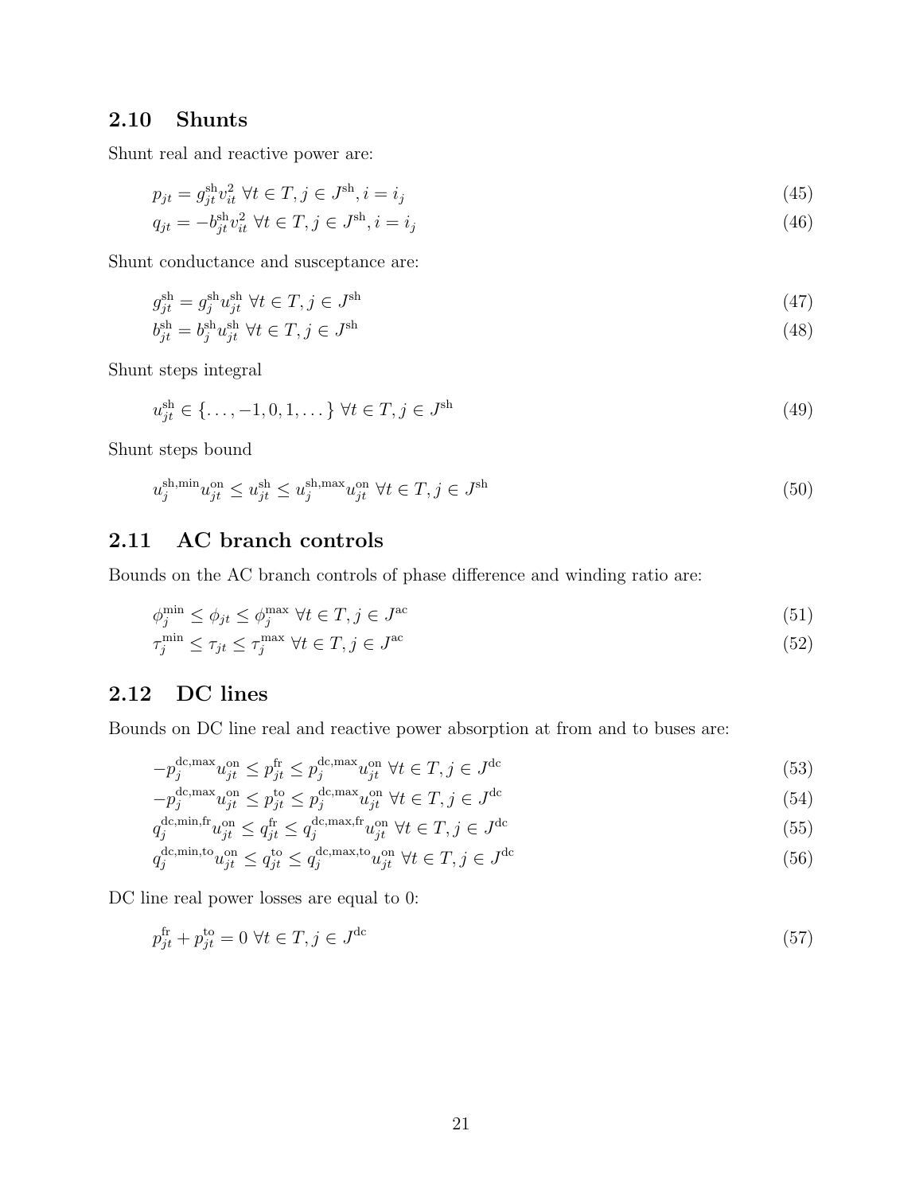### 2.10 Shunts

Shunt real and reactive power are:

$$p_{jt} = g^{\text{sh}}_{jt} v^2_{it} \ \forall t \in T, j \in J^{\text{sh}}, i = i_j \tag{45}$$

$$q_{jt} = -b^{\text{sh}}_{jt} v^2_{it} \ \forall t \in T, j \in J^{\text{sh}}, i = i_j \tag{46}$$

Shunt conductance and susceptance are:

$$g^{\text{sh}}_{jt} = g^{\text{sh}}_{j} u^{\text{sh}}_{jt} \ \forall t \in T, j \in J^{\text{sh}} \tag{47}$$

$$b^{\text{sh}}_{jt} = b^{\text{sh}}_{j} u^{\text{sh}}_{jt} \ \forall t \in T, j \in J^{\text{sh}} \tag{48}$$

Shunt steps integral

$$u^{\text{sh}}_{jt} \in \{\dots, -1, 0, 1, \dots\} \ \forall t \in T, j \in J^{\text{sh}} \tag{49}$$

Shunt steps bound

$$u^{\text{sh,min}}_{j} u^{\text{on}}_{jt} \leq u^{\text{sh}}_{jt} \leq u^{\text{sh,max}}_{j} u^{\text{on}}_{jt} \ \forall t \in T, j \in J^{\text{sh}} \tag{50}$$

### 2.11 AC branch controls

Bounds on the AC branch controls of phase difference and winding ratio are:

$$\phi^{\min}_{j} \leq \phi_{jt} \leq \phi^{\max}_{j} \ \forall t \in T, j \in J^{\text{ac}} \tag{51}$$

$$\tau^{\min}_{j} \leq \tau_{jt} \leq \tau^{\max}_{j} \ \forall t \in T, j \in J^{\text{ac}} \tag{52}$$

### 2.12 DC lines

Bounds on DC line real and reactive power absorption at from and to buses are:

$$-p^{\text{dc,max}}_{j} u^{\text{on}}_{jt} \leq p^{\text{fr}}_{jt} \leq p^{\text{dc,max}}_{j} u^{\text{on}}_{jt} \ \forall t \in T, j \in J^{\text{dc}} \tag{53}$$

$$-p^{\text{dc,max}}_{j} u^{\text{on}}_{jt} \leq p^{\text{to}}_{jt} \leq p^{\text{dc,max}}_{j} u^{\text{on}}_{jt} \ \forall t \in T, j \in J^{\text{dc}} \tag{54}$$

$$q^{\text{dc,min,fr}}_{j} u^{\text{on}}_{jt} \leq q^{\text{fr}}_{jt} \leq q^{\text{dc,max,fr}}_{j} u^{\text{on}}_{jt} \ \forall t \in T, j \in J^{\text{dc}} \tag{55}$$

$$q^{\text{dc,min,to}}_{j} u^{\text{on}}_{jt} \leq q^{\text{to}}_{jt} \leq q^{\text{dc,max,to}}_{j} u^{\text{on}}_{jt} \ \forall t \in T, j \in J^{\text{dc}} \tag{56}$$

DC line real power losses are equal to 0:

$$p^{\text{fr}}_{jt} + p^{\text{to}}_{jt} = 0 \ \forall t \in T, j \in J^{\text{dc}} \tag{57}$$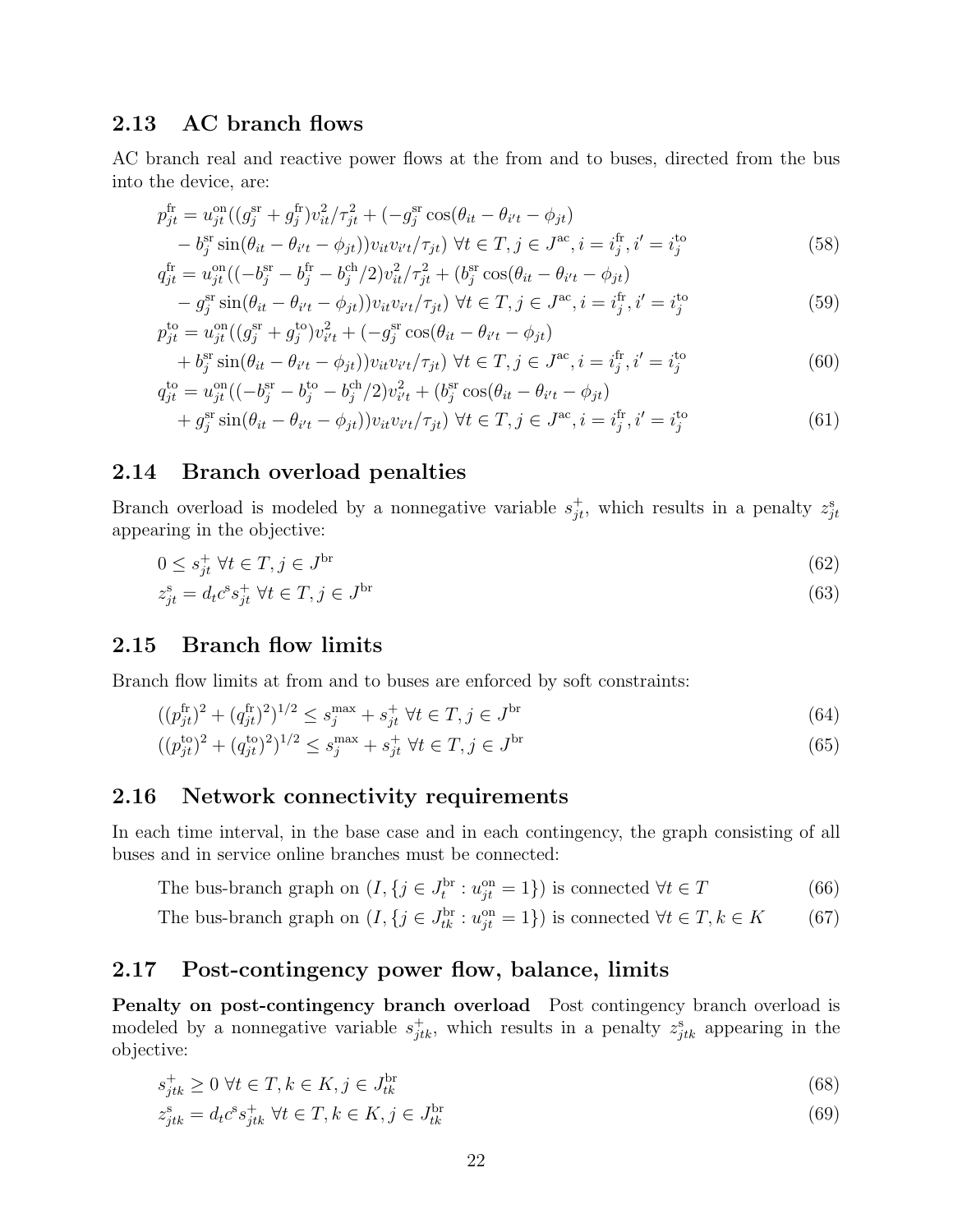### 2.13 AC branch flows

AC branch real and reactive power flows at the from and to buses, directed from the bus into the device, are:

$$p^{\text{fr}}_{jt} = u^{\text{on}}_{jt}((g^{\text{sr}}_j + g^{\text{fr}}_j)v^2_{it}/\tau^2_{jt} + (-g^{\text{sr}}_j \cos(\theta_{it} - \theta_{i't} - \phi_{jt}) - b^{\text{sr}}_j \sin(\theta_{it} - \theta_{i't} - \phi_{jt}))v_{it}v_{i't}/\tau_{jt}) \ \forall t \in T, j \in J^{\text{ac}}, i = i^{\text{fr}}_j, i' = i^{\text{to}}_j \tag{58}$$

$$q^{\text{fr}}_{jt} = u^{\text{on}}_{jt}((-b^{\text{sr}}_j - b^{\text{fr}}_j - b^{\text{ch}}_j/2)v^2_{it}/\tau^2_{jt} + (b^{\text{sr}}_j \cos(\theta_{it} - \theta_{i't} - \phi_{jt}) - g^{\text{sr}}_j \sin(\theta_{it} - \theta_{i't} - \phi_{jt}))v_{it}v_{i't}/\tau_{jt}) \ \forall t \in T, j \in J^{\text{ac}}, i = i^{\text{fr}}_j, i' = i^{\text{to}}_j \tag{59}$$

$$p^{\text{to}}_{jt} = u^{\text{on}}_{jt}((g^{\text{sr}}_j + g^{\text{to}}_j)v^2_{i't} + (-g^{\text{sr}}_j \cos(\theta_{it} - \theta_{i't} - \phi_{jt}) + b^{\text{sr}}_j \sin(\theta_{it} - \theta_{i't} - \phi_{jt}))v_{it}v_{i't}/\tau_{jt}) \ \forall t \in T, j \in J^{\text{ac}}, i = i^{\text{fr}}_j, i' = i^{\text{to}}_j \tag{60}$$

$$q^{\text{to}}_{jt} = u^{\text{on}}_{jt}((-b^{\text{sr}}_j - b^{\text{to}}_j - b^{\text{ch}}_j/2)v^2_{i't} + (b^{\text{sr}}_j \cos(\theta_{it} - \theta_{i't} - \phi_{jt}) + g^{\text{sr}}_j \sin(\theta_{it} - \theta_{i't} - \phi_{jt}))v_{it}v_{i't}/\tau_{jt}) \ \forall t \in T, j \in J^{\text{ac}}, i = i^{\text{fr}}_j, i' = i^{\text{to}}_j \tag{61}$$

### 2.14 Branch overload penalties

Branch overload is modeled by a nonnegative variable $s^+_{jt}$, which results in a penalty $z^{\text{s}}_{jt}$ appearing in the objective:

$$0 \le s^+_{jt} \ \forall t \in T, j \in J^{\text{br}} \tag{62}$$

$$z^{\text{s}}_{jt} = d_t c^{\text{s}} s^+_{jt} \ \forall t \in T, j \in J^{\text{br}} \tag{63}$$

### 2.15 Branch flow limits

Branch flow limits at from and to buses are enforced by soft constraints:

$$((p^{\text{fr}}_{jt})^2 + (q^{\text{fr}}_{jt})^2)^{1/2} \le s^{\max}_j + s^+_{jt} \ \forall t \in T, j \in J^{\text{br}} \tag{64}$$

$$((p^{\text{to}}_{jt})^2 + (q^{\text{to}}_{jt})^2)^{1/2} \le s^{\max}_j + s^+_{jt} \ \forall t \in T, j \in J^{\text{br}} \tag{65}$$

### 2.16 Network connectivity requirements

In each time interval, in the base case and in each contingency, the graph consisting of all buses and in service online branches must be connected:

$$\text{The bus-branch graph on } (I, \{j \in J^{\text{br}}_t : u^{\text{on}}_{jt} = 1\}) \text{ is connected } \forall t \in T \tag{66}$$

$$\text{The bus-branch graph on } (I, \{j \in J^{\text{br}}_{tk} : u^{\text{on}}_{jt} = 1\}) \text{ is connected } \forall t \in T, k \in K \tag{67}$$

### 2.17 Post-contingency power flow, balance, limits

**Penalty on post-contingency branch overload** Post contingency branch overload is modeled by a nonnegative variable $s^+_{jtk}$, which results in a penalty $z^{\text{s}}_{jtk}$ appearing in the objective:

$$s^+_{jtk} \ge 0 \ \forall t \in T, k \in K, j \in J^{\text{br}}_{tk} \tag{68}$$

$$z^{\text{s}}_{jtk} = d_t c^{\text{s}} s^+_{jtk} \ \forall t \in T, k \in K, j \in J^{\text{br}}_{tk} \tag{69}$$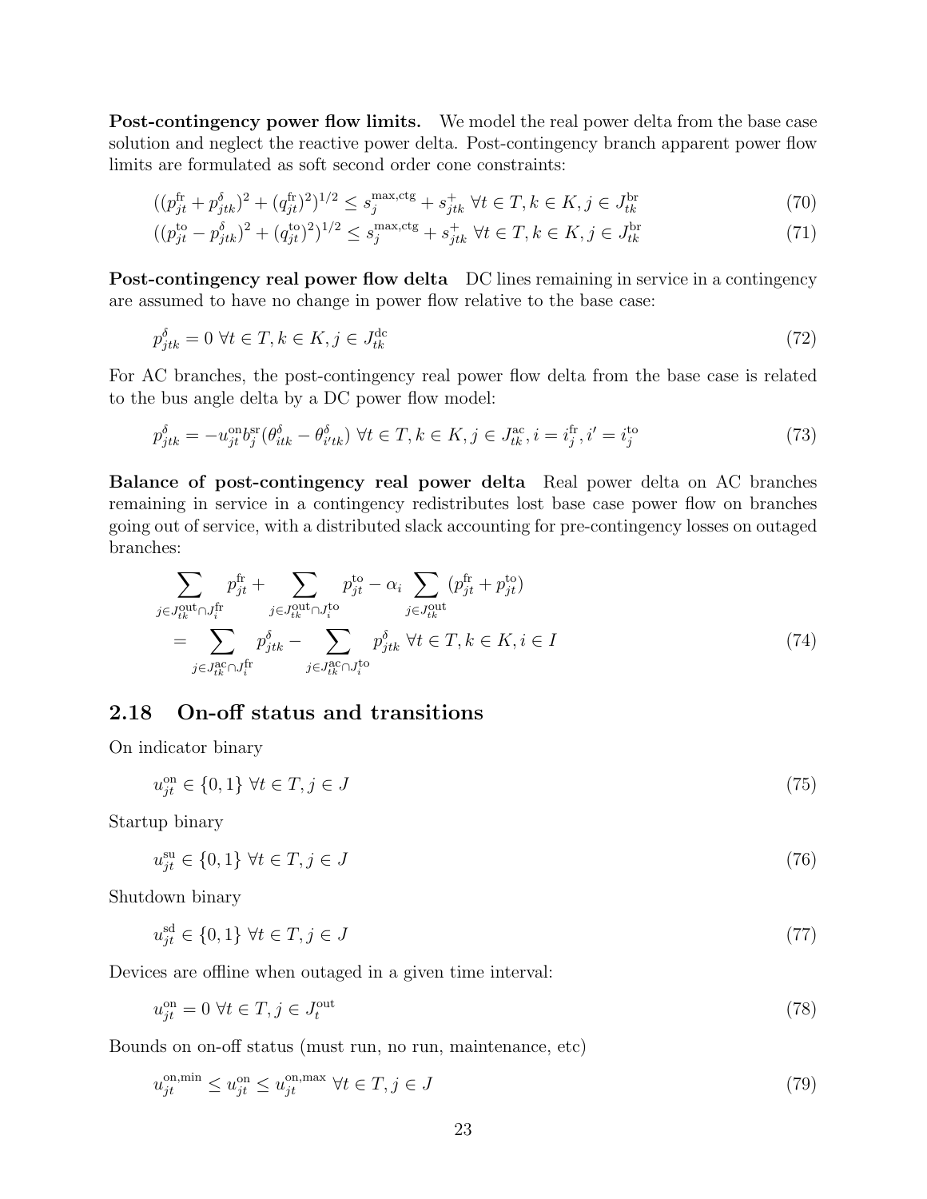**Post-contingency power flow limits.** We model the real power delta from the base case solution and neglect the reactive power delta. Post-contingency branch apparent power flow limits are formulated as soft second order cone constraints:

$$((p^{\mathrm{fr}}_{jt} + p^{\delta}_{jtk})^2 + (q^{\mathrm{fr}}_{jt})^2)^{1/2} \leq s^{\mathrm{max,ctg}}_{j} + s^{+}_{jtk} \ \forall t \in T, k \in K, j \in J^{\mathrm{br}}_{tk} \tag{70}$$

$$((p^{\mathrm{to}}_{jt} - p^{\delta}_{jtk})^2 + (q^{\mathrm{to}}_{jt})^2)^{1/2} \leq s^{\mathrm{max,ctg}}_{j} + s^{+}_{jtk} \ \forall t \in T, k \in K, j \in J^{\mathrm{br}}_{tk} \tag{71}$$

**Post-contingency real power flow delta** DC lines remaining in service in a contingency are assumed to have no change in power flow relative to the base case:

$$p^{\delta}_{jtk} = 0 \ \forall t \in T, k \in K, j \in J^{\mathrm{dc}}_{tk} \tag{72}$$

For AC branches, the post-contingency real power flow delta from the base case is related to the bus angle delta by a DC power flow model:

$$p^{\delta}_{jtk} = -u^{\mathrm{on}}_{jt} b^{\mathrm{sr}}_{j} (\theta^{\delta}_{itk} - \theta^{\delta}_{i'tk}) \ \forall t \in T, k \in K, j \in J^{\mathrm{ac}}_{tk}, i = i^{\mathrm{fr}}_{j}, i' = i^{\mathrm{to}}_{j} \tag{73}$$

**Balance of post-contingency real power delta** Real power delta on AC branches remaining in service in a contingency redistributes lost base case power flow on branches going out of service, with a distributed slack accounting for pre-contingency losses on outaged branches:

$$\begin{aligned}
&\sum_{j \in J^{\mathrm{out}}_{tk} \cap J^{\mathrm{fr}}_{i}} p^{\mathrm{fr}}_{jt} + \sum_{j \in J^{\mathrm{out}}_{tk} \cap J^{\mathrm{to}}_{i}} p^{\mathrm{to}}_{jt} - \alpha_i \sum_{j \in J^{\mathrm{out}}_{tk}} (p^{\mathrm{fr}}_{jt} + p^{\mathrm{to}}_{jt}) \\
&\quad = \sum_{j \in J^{\mathrm{ac}}_{tk} \cap J^{\mathrm{fr}}_{i}} p^{\delta}_{jtk} - \sum_{j \in J^{\mathrm{ac}}_{tk} \cap J^{\mathrm{to}}_{i}} p^{\delta}_{jtk} \ \forall t \in T, k \in K, i \in I
\end{aligned} \tag{74}$$

## 2.18 On-off status and transitions

On indicator binary

$$u^{\mathrm{on}}_{jt} \in \{0, 1\} \ \forall t \in T, j \in J \tag{75}$$

Startup binary

$$u^{\mathrm{su}}_{jt} \in \{0, 1\} \ \forall t \in T, j \in J \tag{76}$$

Shutdown binary

$$u^{\mathrm{sd}}_{jt} \in \{0, 1\} \ \forall t \in T, j \in J \tag{77}$$

Devices are offline when outaged in a given time interval:

$$u^{\mathrm{on}}_{jt} = 0 \ \forall t \in T, j \in J^{\mathrm{out}}_{t} \tag{78}$$

Bounds on on-off status (must run, no run, maintenance, etc)

$$u^{\mathrm{on,min}}_{jt} \leq u^{\mathrm{on}}_{jt} \leq u^{\mathrm{on,max}}_{jt} \ \forall t \in T, j \in J \tag{79}$$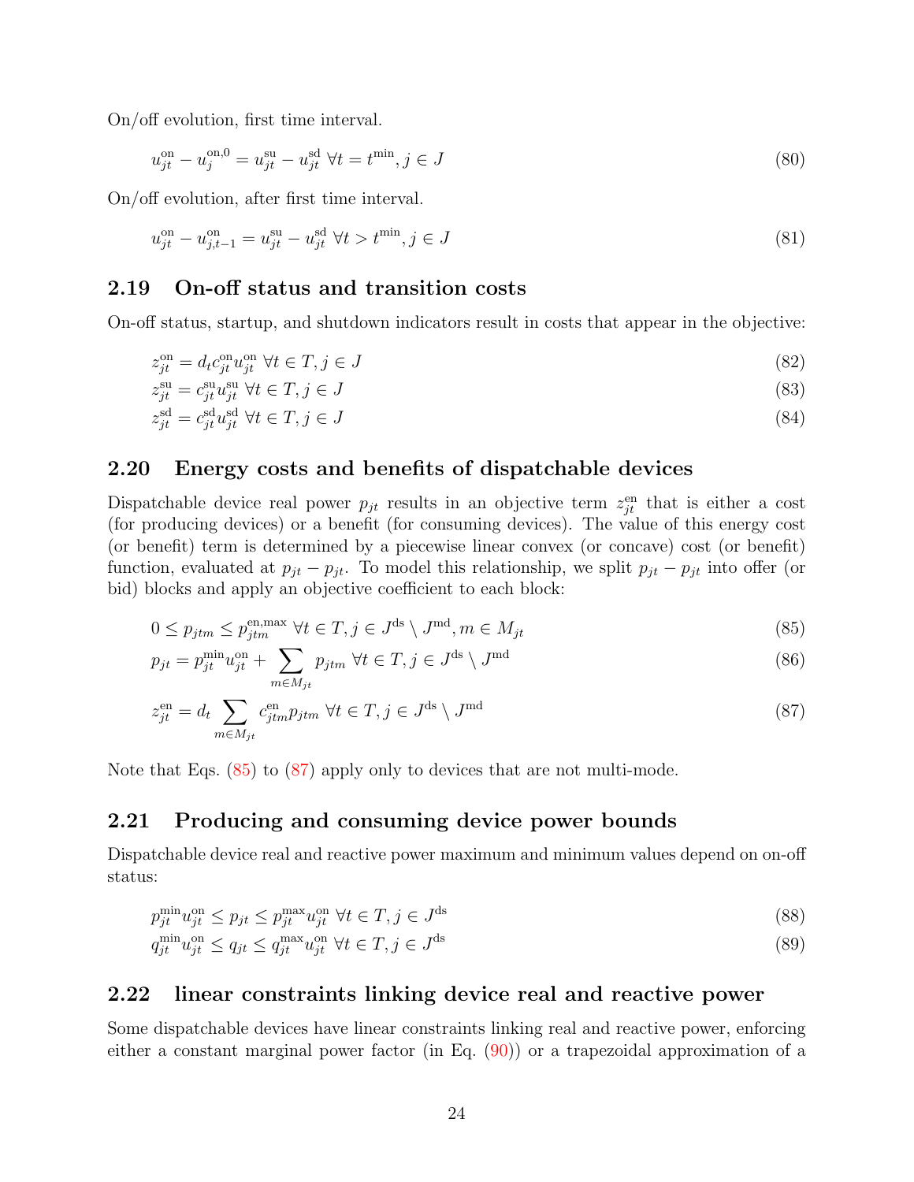On/off evolution, first time interval.

$$u^{\text{on}}_{jt} - u^{\text{on,0}}_{j} = u^{\text{su}}_{jt} - u^{\text{sd}}_{jt} \ \forall t = t^{\text{min}}, j \in J \tag{80}$$

On/off evolution, after first time interval.

$$u^{\text{on}}_{jt} - u^{\text{on}}_{j,t-1} = u^{\text{su}}_{jt} - u^{\text{sd}}_{jt} \ \forall t > t^{\text{min}}, j \in J \tag{81}$$

## 2.19 On-off status and transition costs

On-off status, startup, and shutdown indicators result in costs that appear in the objective:

$$z^{\text{on}}_{jt} = d_t c^{\text{on}}_{jt} u^{\text{on}}_{jt} \ \forall t \in T, j \in J \tag{82}$$

$$z^{\text{su}}_{jt} = c^{\text{su}}_{jt} u^{\text{su}}_{jt} \ \forall t \in T, j \in J \tag{83}$$

$$z^{\text{sd}}_{jt} = c^{\text{sd}}_{jt} u^{\text{sd}}_{jt} \ \forall t \in T, j \in J \tag{84}$$

## 2.20 Energy costs and benefits of dispatchable devices

Dispatchable device real power $p_{jt}$ results in an objective term $z^{\text{en}}_{jt}$ that is either a cost (for producing devices) or a benefit (for consuming devices). The value of this energy cost (or benefit) term is determined by a piecewise linear convex (or concave) cost (or benefit) function, evaluated at $p_{jt} - p_{jt}$. To model this relationship, we split $p_{jt} - p_{jt}$ into offer (or bid) blocks and apply an objective coefficient to each block:

$$0 \le p_{jtm} \le p^{\text{en,max}}_{jtm} \ \forall t \in T, j \in J^{\text{ds}} \setminus J^{\text{md}}, m \in M_{jt} \tag{85}$$

$$p_{jt} = p^{\text{min}}_{jt} u^{\text{on}}_{jt} + \sum_{m \in M_{jt}} p_{jtm} \ \forall t \in T, j \in J^{\text{ds}} \setminus J^{\text{md}} \tag{86}$$

$$z^{\text{en}}_{jt} = d_t \sum_{m \in M_{jt}} c^{\text{en}}_{jtm} p_{jtm} \ \forall t \in T, j \in J^{\text{ds}} \setminus J^{\text{md}} \tag{87}$$

Note that Eqs. (85) to (87) apply only to devices that are not multi-mode.

## 2.21 Producing and consuming device power bounds

Dispatchable device real and reactive power maximum and minimum values depend on on-off status:

$$p^{\text{min}}_{jt} u^{\text{on}}_{jt} \le p_{jt} \le p^{\text{max}}_{jt} u^{\text{on}}_{jt} \ \forall t \in T, j \in J^{\text{ds}} \tag{88}$$

$$q^{\text{min}}_{jt} u^{\text{on}}_{jt} \le q_{jt} \le q^{\text{max}}_{jt} u^{\text{on}}_{jt} \ \forall t \in T, j \in J^{\text{ds}} \tag{89}$$

## 2.22 linear constraints linking device real and reactive power

Some dispatchable devices have linear constraints linking real and reactive power, enforcing either a constant marginal power factor (in Eq. (90)) or a trapezoidal approximation of a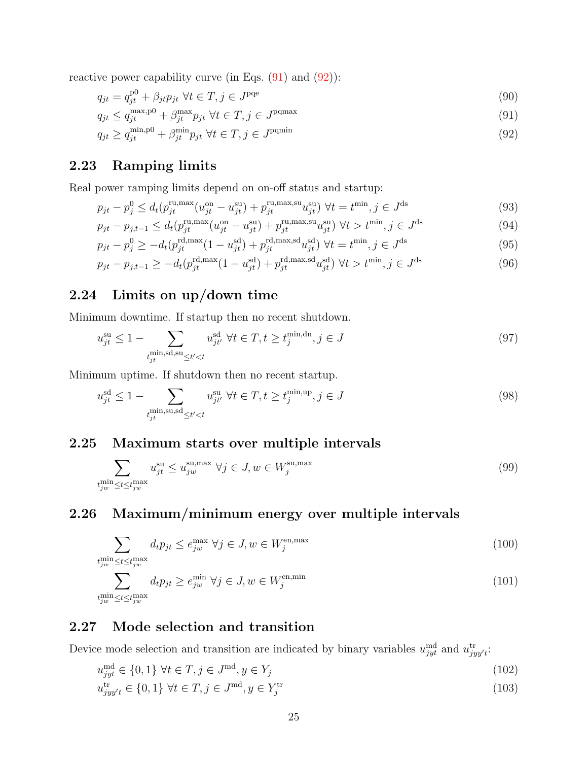reactive power capability curve (in Eqs. (91) and (92)):

$$q_{jt} = q_{jt}^{\mathrm{p0}} + \beta_{jt} p_{jt} \ \forall t \in T, j \in J^{\mathrm{pqe}} \tag{90}$$

$$q_{jt} \leq q_{jt}^{\mathrm{max,p0}} + \beta_{jt}^{\mathrm{max}} p_{jt} \ \forall t \in T, j \in J^{\mathrm{pqmax}} \tag{91}$$

$$q_{jt} \geq q_{jt}^{\mathrm{min,p0}} + \beta_{jt}^{\mathrm{min}} p_{jt} \ \forall t \in T, j \in J^{\mathrm{pqmin}} \tag{92}$$

## 2.23 Ramping limits

Real power ramping limits depend on on-off status and startup:

$$p_{jt} - p_j^0 \leq d_t (p_{jt}^{\mathrm{ru,max}} (u_{jt}^{\mathrm{on}} - u_{jt}^{\mathrm{su}}) + p_{jt}^{\mathrm{ru,max,su}} u_{jt}^{\mathrm{su}}) \ \forall t = t^{\mathrm{min}}, j \in J^{\mathrm{ds}} \tag{93}$$

$$p_{jt} - p_{j,t-1} \leq d_t (p_{jt}^{\mathrm{ru,max}} (u_{jt}^{\mathrm{on}} - u_{jt}^{\mathrm{su}}) + p_{jt}^{\mathrm{ru,max,su}} u_{jt}^{\mathrm{su}}) \ \forall t > t^{\mathrm{min}}, j \in J^{\mathrm{ds}} \tag{94}$$

$$p_{jt} - p_j^0 \geq -d_t (p_{jt}^{\mathrm{rd,max}} (1 - u_{jt}^{\mathrm{sd}}) + p_{jt}^{\mathrm{rd,max,sd}} u_{jt}^{\mathrm{sd}}) \ \forall t = t^{\mathrm{min}}, j \in J^{\mathrm{ds}} \tag{95}$$

$$p_{jt} - p_{j,t-1} \geq -d_t (p_{jt}^{\mathrm{rd,max}} (1 - u_{jt}^{\mathrm{sd}}) + p_{jt}^{\mathrm{rd,max,sd}} u_{jt}^{\mathrm{sd}}) \ \forall t > t^{\mathrm{min}}, j \in J^{\mathrm{ds}} \tag{96}$$

## 2.24 Limits on up/down time

Minimum downtime. If startup then no recent shutdown.

$$u_{jt}^{\mathrm{su}} \leq 1 - \sum_{t_{jt}^{\mathrm{min,sd,su}} \leq t' < t} u_{jt'}^{\mathrm{sd}} \ \forall t \in T, t \geq t_j^{\mathrm{min,dn}}, j \in J \tag{97}$$

Minimum uptime. If shutdown then no recent startup.

$$u_{jt}^{\mathrm{sd}} \leq 1 - \sum_{t_{jt}^{\mathrm{min,su,sd}} \leq t' < t} u_{jt'}^{\mathrm{su}} \ \forall t \in T, t \geq t_j^{\mathrm{min,up}}, j \in J \tag{98}$$

## 2.25 Maximum starts over multiple intervals

$$\sum_{t_{jw}^{\mathrm{min}} \leq t \leq t_{jw}^{\mathrm{max}}} u_{jt}^{\mathrm{su}} \leq u_{jw}^{\mathrm{su,max}} \ \forall j \in J, w \in W_j^{\mathrm{su,max}} \tag{99}$$

## 2.26 Maximum/minimum energy over multiple intervals

$$\sum_{t_{jw}^{\mathrm{min}} \leq t \leq t_{jw}^{\mathrm{max}}} d_t p_{jt} \leq e_{jw}^{\mathrm{max}} \ \forall j \in J, w \in W_j^{\mathrm{en,max}} \tag{100}$$

$$\sum_{t_{jw}^{\mathrm{min}} \leq t \leq t_{jw}^{\mathrm{max}}} d_t p_{jt} \geq e_{jw}^{\mathrm{min}} \ \forall j \in J, w \in W_j^{\mathrm{en,min}} \tag{101}$$

## 2.27 Mode selection and transition

Device mode selection and transition are indicated by binary variables $u_{jyt}^{\mathrm{md}}$ and $u_{jyy't}^{\mathrm{tr}}$:

$$u_{jyt}^{\mathrm{md}} \in \{0, 1\} \ \forall t \in T, j \in J^{\mathrm{md}}, y \in Y_j \tag{102}$$

$$u_{jyy't}^{\mathrm{tr}} \in \{0, 1\} \ \forall t \in T, j \in J^{\mathrm{md}}, y \in Y_j^{\mathrm{tr}} \tag{103}$$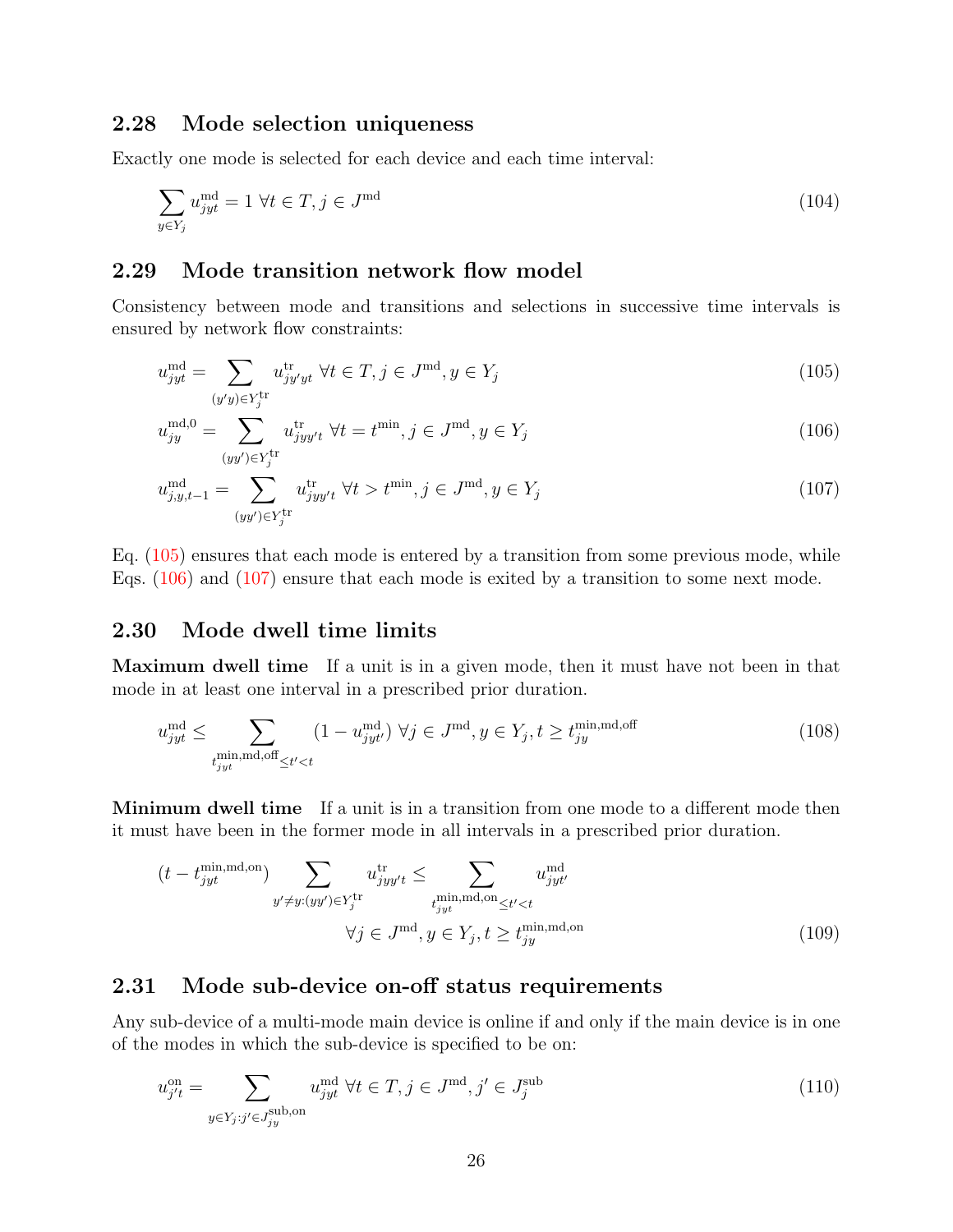## 2.28 Mode selection uniqueness

Exactly one mode is selected for each device and each time interval:

$$\sum_{y \in Y_j} u^{\text{md}}_{jyt} = 1 \;\forall t \in T, j \in J^{\text{md}} \tag{104}$$

## 2.29 Mode transition network flow model

Consistency between mode and transitions and selections in successive time intervals is ensured by network flow constraints:

$$u^{\text{md}}_{jyt} = \sum_{(y'y) \in Y^{\text{tr}}_j} u^{\text{tr}}_{jy'yt} \;\forall t \in T, j \in J^{\text{md}}, y \in Y_j \tag{105}$$

$$u^{\text{md},0}_{jy} = \sum_{(yy') \in Y^{\text{tr}}_j} u^{\text{tr}}_{jyy't} \;\forall t = t^{\min}, j \in J^{\text{md}}, y \in Y_j \tag{106}$$

$$u^{\text{md}}_{j,y,t-1} = \sum_{(yy') \in Y^{\text{tr}}_j} u^{\text{tr}}_{jyy't} \;\forall t > t^{\min}, j \in J^{\text{md}}, y \in Y_j \tag{107}$$

Eq. (105) ensures that each mode is entered by a transition from some previous mode, while Eqs. (106) and (107) ensure that each mode is exited by a transition to some next mode.

## 2.30 Mode dwell time limits

**Maximum dwell time** If a unit is in a given mode, then it must have not been in that mode in at least one interval in a prescribed prior duration.

$$u^{\text{md}}_{jyt} \leq \sum_{t^{\min,\text{md},\text{off}}_{jyt} \leq t' < t} (1 - u^{\text{md}}_{jyt'}) \;\forall j \in J^{\text{md}}, y \in Y_j, t \geq t^{\min,\text{md},\text{off}}_{jy} \tag{108}$$

**Minimum dwell time** If a unit is in a transition from one mode to a different mode then it must have been in the former mode in all intervals in a prescribed prior duration.

$$(t - t^{\min,\text{md},\text{on}}_{jyt}) \sum_{y' \neq y : (yy') \in Y^{\text{tr}}_j} u^{\text{tr}}_{jyy't} \leq \sum_{t^{\min,\text{md},\text{on}}_{jyt} \leq t' < t} u^{\text{md}}_{jyt'}$$
$$\forall j \in J^{\text{md}}, y \in Y_j, t \geq t^{\min,\text{md},\text{on}}_{jy} \tag{109}$$

## 2.31 Mode sub-device on-off status requirements

Any sub-device of a multi-mode main device is online if and only if the main device is in one of the modes in which the sub-device is specified to be on:

$$u^{\text{on}}_{j't} = \sum_{y \in Y_j : j' \in J^{\text{sub},\text{on}}_{jy}} u^{\text{md}}_{jyt} \;\forall t \in T, j \in J^{\text{md}}, j' \in J^{\text{sub}}_j \tag{110}$$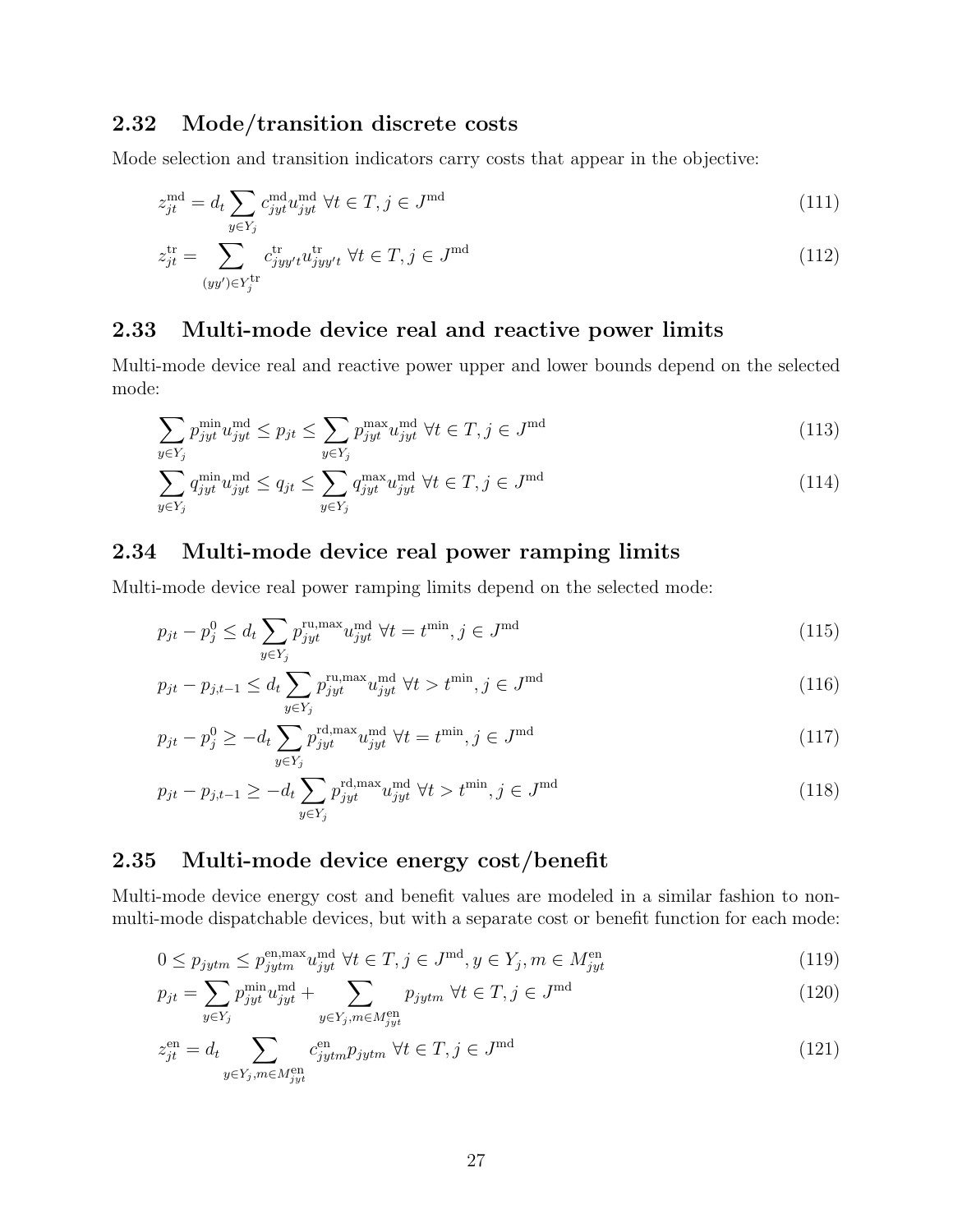## 2.32 Mode/transition discrete costs

Mode selection and transition indicators carry costs that appear in the objective:

$$z_{jt}^{\text{md}} = d_t \sum_{y \in Y_j} c_{jyt}^{\text{md}} u_{jyt}^{\text{md}} \ \forall t \in T, j \in J^{\text{md}} \tag{111}$$

$$z_{jt}^{\text{tr}} = \sum_{(yy') \in Y_j^{\text{tr}}} c_{jyy't}^{\text{tr}} u_{jyy't}^{\text{tr}} \ \forall t \in T, j \in J^{\text{md}} \tag{112}$$

## 2.33 Multi-mode device real and reactive power limits

Multi-mode device real and reactive power upper and lower bounds depend on the selected mode:

$$\sum_{y \in Y_j} p_{jyt}^{\min} u_{jyt}^{\text{md}} \leq p_{jt} \leq \sum_{y \in Y_j} p_{jyt}^{\max} u_{jyt}^{\text{md}} \ \forall t \in T, j \in J^{\text{md}} \tag{113}$$

$$\sum_{y \in Y_j} q_{jyt}^{\min} u_{jyt}^{\text{md}} \leq q_{jt} \leq \sum_{y \in Y_j} q_{jyt}^{\max} u_{jyt}^{\text{md}} \ \forall t \in T, j \in J^{\text{md}} \tag{114}$$

## 2.34 Multi-mode device real power ramping limits

Multi-mode device real power ramping limits depend on the selected mode:

$$p_{jt} - p_j^0 \leq d_t \sum_{y \in Y_j} p_{jyt}^{\text{ru,max}} u_{jyt}^{\text{md}} \ \forall t = t^{\min}, j \in J^{\text{md}} \tag{115}$$

$$p_{jt} - p_{j,t-1} \leq d_t \sum_{y \in Y_j} p_{jyt}^{\text{ru,max}} u_{jyt}^{\text{md}} \ \forall t > t^{\min}, j \in J^{\text{md}} \tag{116}$$

$$p_{jt} - p_j^0 \geq -d_t \sum_{y \in Y_j} p_{jyt}^{\text{rd,max}} u_{jyt}^{\text{md}} \ \forall t = t^{\min}, j \in J^{\text{md}} \tag{117}$$

$$p_{jt} - p_{j,t-1} \geq -d_t \sum_{y \in Y_j} p_{jyt}^{\text{rd,max}} u_{jyt}^{\text{md}} \ \forall t > t^{\min}, j \in J^{\text{md}} \tag{118}$$

## 2.35 Multi-mode device energy cost/benefit

Multi-mode device energy cost and benefit values are modeled in a similar fashion to non-multi-mode dispatchable devices, but with a separate cost or benefit function for each mode:

$$0 \leq p_{jytm} \leq p_{jytm}^{\text{en,max}} u_{jyt}^{\text{md}} \ \forall t \in T, j \in J^{\text{md}}, y \in Y_j, m \in M_{jyt}^{\text{en}} \tag{119}$$

$$p_{jt} = \sum_{y \in Y_j} p_{jyt}^{\min} u_{jyt}^{\text{md}} + \sum_{y \in Y_j, m \in M_{jyt}^{\text{en}}} p_{jytm} \ \forall t \in T, j \in J^{\text{md}} \tag{120}$$

$$z_{jt}^{\text{en}} = d_t \sum_{y \in Y_j, m \in M_{jyt}^{\text{en}}} c_{jytm}^{\text{en}} p_{jytm} \ \forall t \in T, j \in J^{\text{md}} \tag{121}$$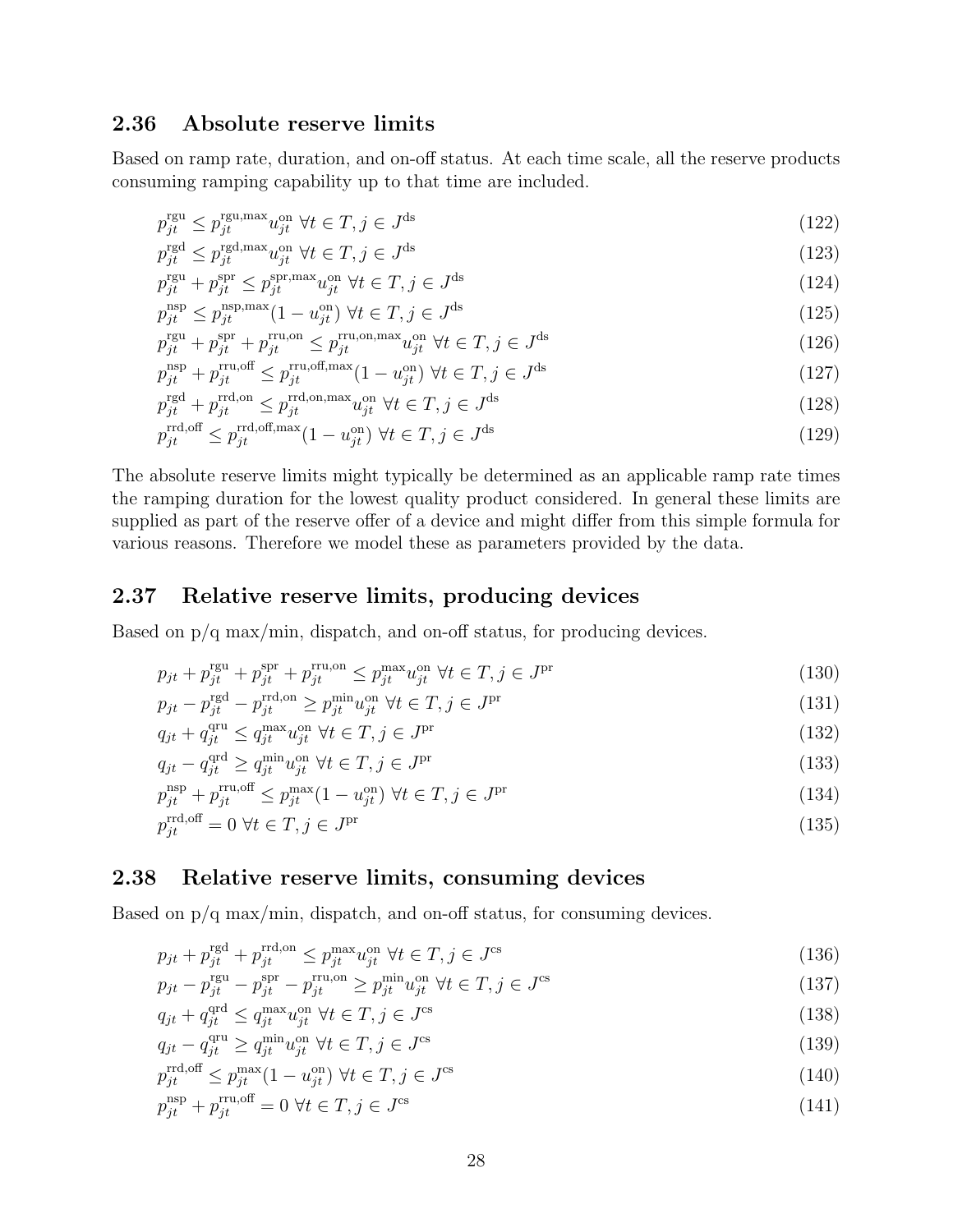## 2.36 Absolute reserve limits

Based on ramp rate, duration, and on-off status. At each time scale, all the reserve products consuming ramping capability up to that time are included.

$$p_{jt}^{\text{rgu}} \leq p_{jt}^{\text{rgu,max}} u_{jt}^{\text{on}} \ \forall t \in T, j \in J^{\text{ds}} \tag{122}$$

$$p_{jt}^{\text{rgd}} \leq p_{jt}^{\text{rgd,max}} u_{jt}^{\text{on}} \ \forall t \in T, j \in J^{\text{ds}} \tag{123}$$

$$p_{jt}^{\text{rgu}} + p_{jt}^{\text{spr}} \leq p_{jt}^{\text{spr,max}} u_{jt}^{\text{on}} \ \forall t \in T, j \in J^{\text{ds}} \tag{124}$$

$$p_{jt}^{\text{nsp}} \leq p_{jt}^{\text{nsp,max}} (1 - u_{jt}^{\text{on}}) \ \forall t \in T, j \in J^{\text{ds}} \tag{125}$$

$$p_{jt}^{\text{rgu}} + p_{jt}^{\text{spr}} + p_{jt}^{\text{rru,on}} \leq p_{jt}^{\text{rru,on,max}} u_{jt}^{\text{on}} \ \forall t \in T, j \in J^{\text{ds}} \tag{126}$$

$$p_{jt}^{\text{nsp}} + p_{jt}^{\text{rru,off}} \leq p_{jt}^{\text{rru,off,max}} (1 - u_{jt}^{\text{on}}) \ \forall t \in T, j \in J^{\text{ds}} \tag{127}$$

$$p_{jt}^{\text{rgd}} + p_{jt}^{\text{rrd,on}} \leq p_{jt}^{\text{rrd,on,max}} u_{jt}^{\text{on}} \ \forall t \in T, j \in J^{\text{ds}} \tag{128}$$

$$p_{jt}^{\text{rrd,off}} \leq p_{jt}^{\text{rrd,off,max}} (1 - u_{jt}^{\text{on}}) \ \forall t \in T, j \in J^{\text{ds}} \tag{129}$$

The absolute reserve limits might typically be determined as an applicable ramp rate times the ramping duration for the lowest quality product considered. In general these limits are supplied as part of the reserve offer of a device and might differ from this simple formula for various reasons. Therefore we model these as parameters provided by the data.

## 2.37 Relative reserve limits, producing devices

Based on p/q max/min, dispatch, and on-off status, for producing devices.

$$p_{jt} + p_{jt}^{\text{rgu}} + p_{jt}^{\text{spr}} + p_{jt}^{\text{rru,on}} \leq p_{jt}^{\text{max}} u_{jt}^{\text{on}} \ \forall t \in T, j \in J^{\text{pr}} \tag{130}$$

$$p_{jt} - p_{jt}^{\text{rgd}} - p_{jt}^{\text{rrd,on}} \geq p_{jt}^{\text{min}} u_{jt}^{\text{on}} \ \forall t \in T, j \in J^{\text{pr}} \tag{131}$$

$$q_{jt} + q_{jt}^{\text{qru}} \leq q_{jt}^{\text{max}} u_{jt}^{\text{on}} \ \forall t \in T, j \in J^{\text{pr}} \tag{132}$$

$$q_{jt} - q_{jt}^{\text{qrd}} \geq q_{jt}^{\text{min}} u_{jt}^{\text{on}} \ \forall t \in T, j \in J^{\text{pr}} \tag{133}$$

$$p_{jt}^{\text{nsp}} + p_{jt}^{\text{rru,off}} \leq p_{jt}^{\text{max}} (1 - u_{jt}^{\text{on}}) \ \forall t \in T, j \in J^{\text{pr}} \tag{134}$$

$$p_{jt}^{\text{rrd,off}} = 0 \ \forall t \in T, j \in J^{\text{pr}} \tag{135}$$

## 2.38 Relative reserve limits, consuming devices

Based on p/q max/min, dispatch, and on-off status, for consuming devices.

$$p_{jt} + p_{jt}^{\text{rgd}} + p_{jt}^{\text{rrd,on}} \leq p_{jt}^{\text{max}} u_{jt}^{\text{on}} \ \forall t \in T, j \in J^{\text{cs}} \tag{136}$$

$$p_{jt} - p_{jt}^{\text{rgu}} - p_{jt}^{\text{spr}} - p_{jt}^{\text{rru,on}} \geq p_{jt}^{\text{min}} u_{jt}^{\text{on}} \ \forall t \in T, j \in J^{\text{cs}} \tag{137}$$

$$q_{jt} + q_{jt}^{\text{qrd}} \leq q_{jt}^{\text{max}} u_{jt}^{\text{on}} \ \forall t \in T, j \in J^{\text{cs}} \tag{138}$$

$$q_{jt} - q_{jt}^{\text{qru}} \geq q_{jt}^{\text{min}} u_{jt}^{\text{on}} \ \forall t \in T, j \in J^{\text{cs}} \tag{139}$$

$$p_{jt}^{\text{rrd,off}} \leq p_{jt}^{\text{max}} (1 - u_{jt}^{\text{on}}) \ \forall t \in T, j \in J^{\text{cs}} \tag{140}$$

$$p_{jt}^{\text{nsp}} + p_{jt}^{\text{rru,off}} = 0 \ \forall t \in T, j \in J^{\text{cs}} \tag{141}$$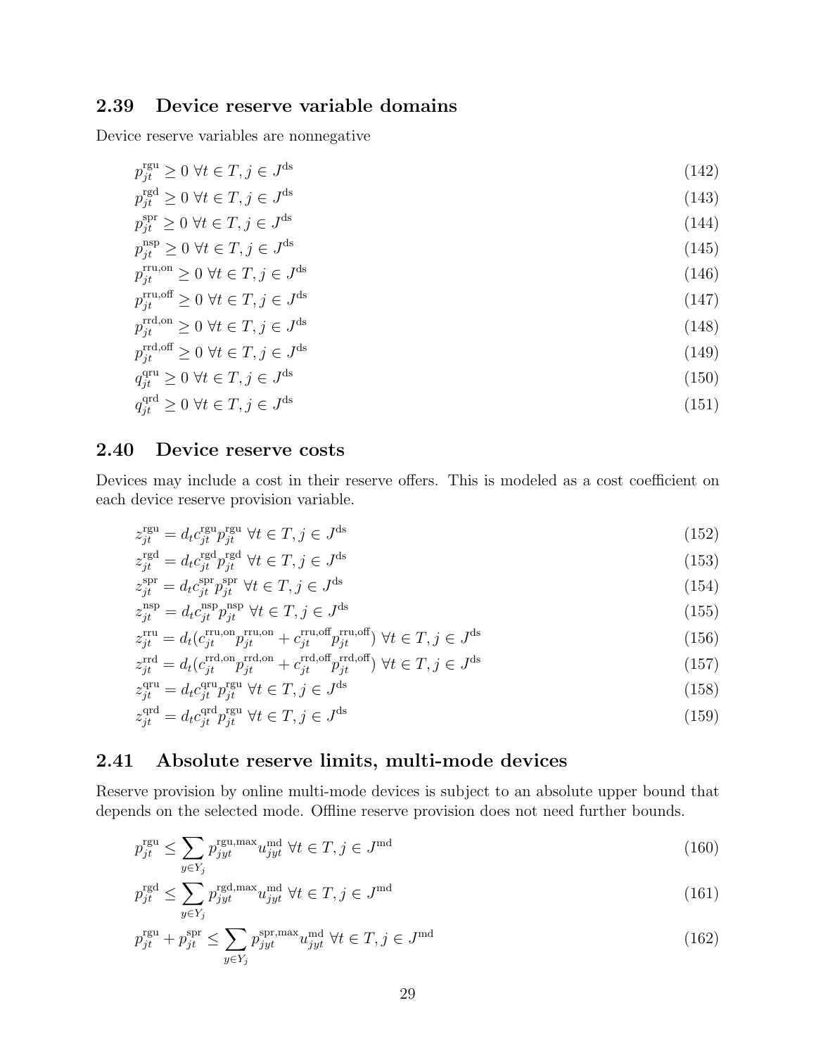## 2.39 Device reserve variable domains

Device reserve variables are nonnegative

$$p_{jt}^{\text{rgu}} \geq 0 \;\forall t \in T, j \in J^{\text{ds}} \tag{142}$$

$$p_{jt}^{\text{rgd}} \geq 0 \;\forall t \in T, j \in J^{\text{ds}} \tag{143}$$

$$p_{jt}^{\text{spr}} \geq 0 \;\forall t \in T, j \in J^{\text{ds}} \tag{144}$$

$$p_{jt}^{\text{nsp}} \geq 0 \;\forall t \in T, j \in J^{\text{ds}} \tag{145}$$

$$p_{jt}^{\text{rru,on}} \geq 0 \;\forall t \in T, j \in J^{\text{ds}} \tag{146}$$

$$p_{jt}^{\text{rru,off}} \geq 0 \;\forall t \in T, j \in J^{\text{ds}} \tag{147}$$

$$p_{jt}^{\text{rrd,on}} \geq 0 \;\forall t \in T, j \in J^{\text{ds}} \tag{148}$$

$$p_{jt}^{\text{rrd,off}} \geq 0 \;\forall t \in T, j \in J^{\text{ds}} \tag{149}$$

$$q_{jt}^{\text{qru}} \geq 0 \;\forall t \in T, j \in J^{\text{ds}} \tag{150}$$

$$q_{jt}^{\text{qrd}} \geq 0 \;\forall t \in T, j \in J^{\text{ds}} \tag{151}$$

## 2.40 Device reserve costs

Devices may include a cost in their reserve offers. This is modeled as a cost coefficient on each device reserve provision variable.

$$z_{jt}^{\text{rgu}} = d_t c_{jt}^{\text{rgu}} p_{jt}^{\text{rgu}} \;\forall t \in T, j \in J^{\text{ds}} \tag{152}$$

$$z_{jt}^{\text{rgd}} = d_t c_{jt}^{\text{rgd}} p_{jt}^{\text{rgd}} \;\forall t \in T, j \in J^{\text{ds}} \tag{153}$$

$$z_{jt}^{\text{spr}} = d_t c_{jt}^{\text{spr}} p_{jt}^{\text{spr}} \;\forall t \in T, j \in J^{\text{ds}} \tag{154}$$

$$z_{jt}^{\text{nsp}} = d_t c_{jt}^{\text{nsp}} p_{jt}^{\text{nsp}} \;\forall t \in T, j \in J^{\text{ds}} \tag{155}$$

$$z_{jt}^{\text{rru}} = d_t (c_{jt}^{\text{rru,on}} p_{jt}^{\text{rru,on}} + c_{jt}^{\text{rru,off}} p_{jt}^{\text{rru,off}}) \;\forall t \in T, j \in J^{\text{ds}} \tag{156}$$

$$z_{jt}^{\text{rrd}} = d_t (c_{jt}^{\text{rrd,on}} p_{jt}^{\text{rrd,on}} + c_{jt}^{\text{rrd,off}} p_{jt}^{\text{rrd,off}}) \;\forall t \in T, j \in J^{\text{ds}} \tag{157}$$

$$z_{jt}^{\text{qru}} = d_t c_{jt}^{\text{qru}} p_{jt}^{\text{rgu}} \;\forall t \in T, j \in J^{\text{ds}} \tag{158}$$

$$z_{jt}^{\text{qrd}} = d_t c_{jt}^{\text{qrd}} p_{jt}^{\text{rgu}} \;\forall t \in T, j \in J^{\text{ds}} \tag{159}$$

## 2.41 Absolute reserve limits, multi-mode devices

Reserve provision by online multi-mode devices is subject to an absolute upper bound that depends on the selected mode. Offline reserve provision does not need further bounds.

$$p_{jt}^{\text{rgu}} \leq \sum_{y \in Y_j} p_{jyt}^{\text{rgu,max}} u_{jyt}^{\text{md}} \;\forall t \in T, j \in J^{\text{md}} \tag{160}$$

$$p_{jt}^{\text{rgd}} \leq \sum_{y \in Y_j} p_{jyt}^{\text{rgd,max}} u_{jyt}^{\text{md}} \;\forall t \in T, j \in J^{\text{md}} \tag{161}$$

$$p_{jt}^{\text{rgu}} + p_{jt}^{\text{spr}} \leq \sum_{y \in Y_j} p_{jyt}^{\text{spr,max}} u_{jyt}^{\text{md}} \;\forall t \in T, j \in J^{\text{md}} \tag{162}$$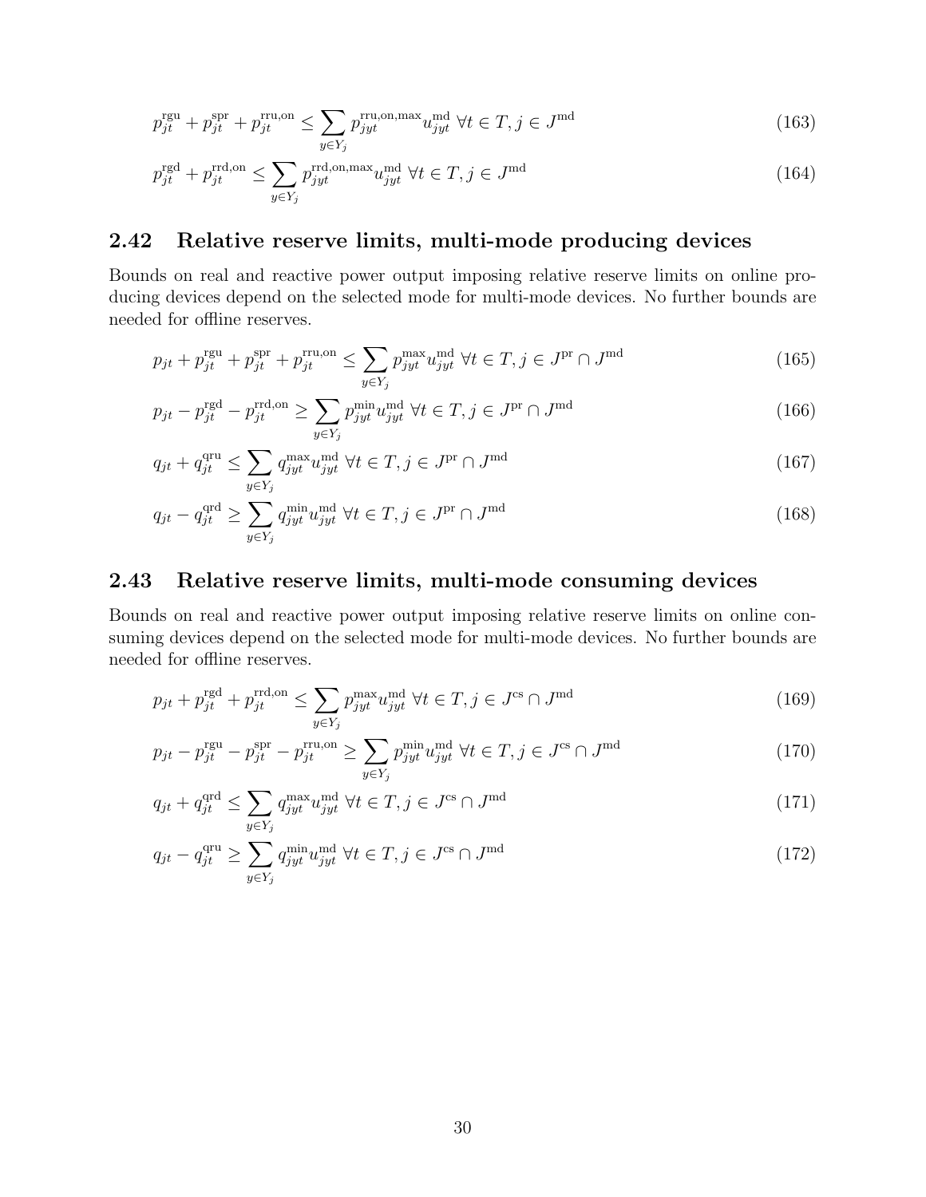$$p_{jt}^{\text{rgu}} + p_{jt}^{\text{spr}} + p_{jt}^{\text{rru,on}} \leq \sum_{y \in Y_j} p_{jyt}^{\text{rru,on,max}} u_{jyt}^{\text{md}} \ \forall t \in T, j \in J^{\text{md}} \tag{163}$$

$$p_{jt}^{\text{rgd}} + p_{jt}^{\text{rrd,on}} \leq \sum_{y \in Y_j} p_{jyt}^{\text{rrd,on,max}} u_{jyt}^{\text{md}} \ \forall t \in T, j \in J^{\text{md}} \tag{164}$$

## 2.42 Relative reserve limits, multi-mode producing devices

Bounds on real and reactive power output imposing relative reserve limits on online producing devices depend on the selected mode for multi-mode devices. No further bounds are needed for offline reserves.

$$p_{jt} + p_{jt}^{\text{rgu}} + p_{jt}^{\text{spr}} + p_{jt}^{\text{rru,on}} \leq \sum_{y \in Y_j} p_{jyt}^{\max} u_{jyt}^{\text{md}} \ \forall t \in T, j \in J^{\text{pr}} \cap J^{\text{md}} \tag{165}$$

$$p_{jt} - p_{jt}^{\text{rgd}} - p_{jt}^{\text{rrd,on}} \geq \sum_{y \in Y_j} p_{jyt}^{\min} u_{jyt}^{\text{md}} \ \forall t \in T, j \in J^{\text{pr}} \cap J^{\text{md}} \tag{166}$$

$$q_{jt} + q_{jt}^{\text{qru}} \leq \sum_{y \in Y_j} q_{jyt}^{\max} u_{jyt}^{\text{md}} \ \forall t \in T, j \in J^{\text{pr}} \cap J^{\text{md}} \tag{167}$$

$$q_{jt} - q_{jt}^{\text{qrd}} \geq \sum_{y \in Y_j} q_{jyt}^{\min} u_{jyt}^{\text{md}} \ \forall t \in T, j \in J^{\text{pr}} \cap J^{\text{md}} \tag{168}$$

## 2.43 Relative reserve limits, multi-mode consuming devices

Bounds on real and reactive power output imposing relative reserve limits on online consuming devices depend on the selected mode for multi-mode devices. No further bounds are needed for offline reserves.

$$p_{jt} + p_{jt}^{\text{rgd}} + p_{jt}^{\text{rrd,on}} \leq \sum_{y \in Y_j} p_{jyt}^{\max} u_{jyt}^{\text{md}} \ \forall t \in T, j \in J^{\text{cs}} \cap J^{\text{md}} \tag{169}$$

$$p_{jt} - p_{jt}^{\text{rgu}} - p_{jt}^{\text{spr}} - p_{jt}^{\text{rru,on}} \geq \sum_{y \in Y_j} p_{jyt}^{\min} u_{jyt}^{\text{md}} \ \forall t \in T, j \in J^{\text{cs}} \cap J^{\text{md}} \tag{170}$$

$$q_{jt} + q_{jt}^{\text{qrd}} \leq \sum_{y \in Y_j} q_{jyt}^{\max} u_{jyt}^{\text{md}} \ \forall t \in T, j \in J^{\text{cs}} \cap J^{\text{md}} \tag{171}$$

$$q_{jt} - q_{jt}^{\text{qru}} \geq \sum_{y \in Y_j} q_{jyt}^{\min} u_{jyt}^{\text{md}} \ \forall t \in T, j \in J^{\text{cs}} \cap J^{\text{md}} \tag{172}$$